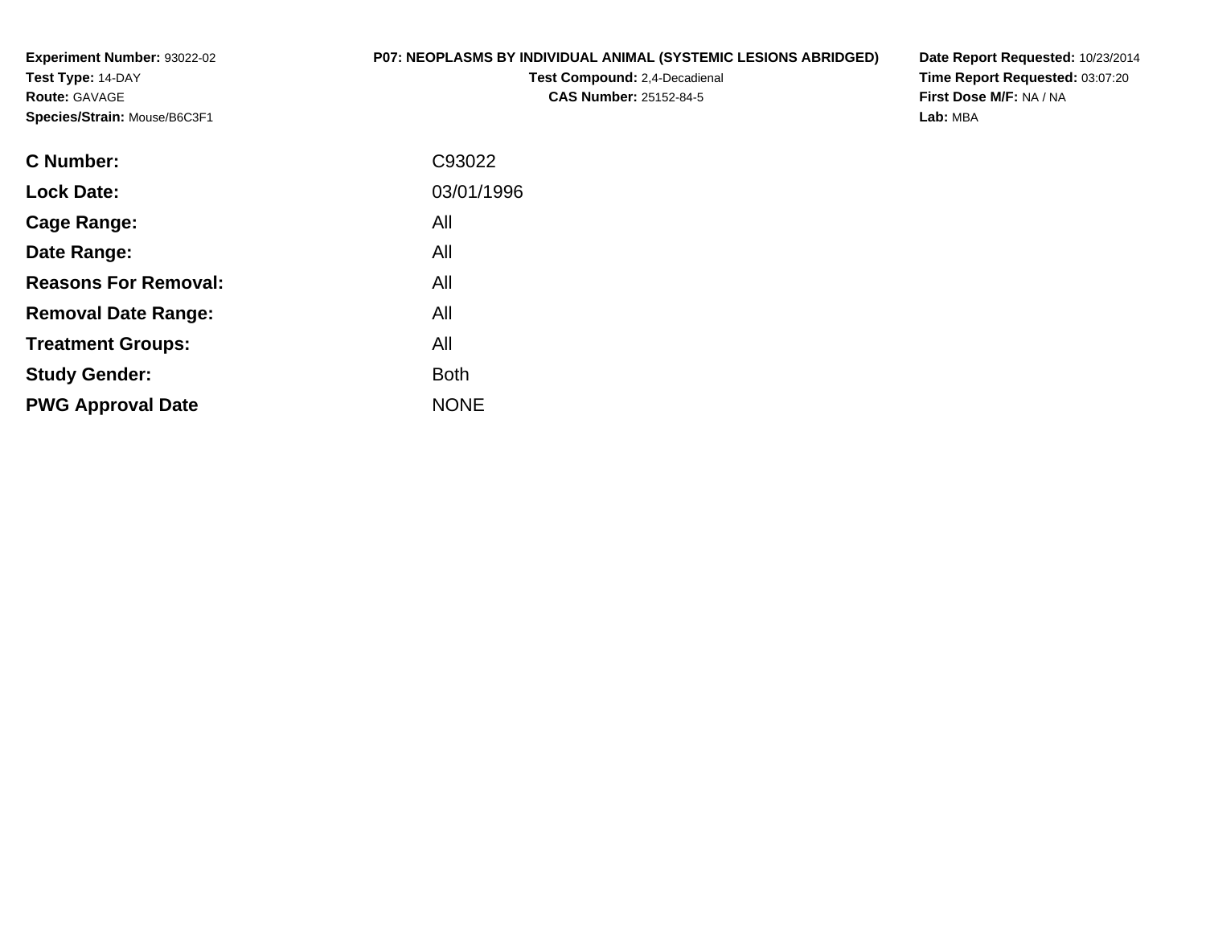**Experiment Number:** 93022-02
**Test Type:** 14-DAY
**Route:** GAVAGE
**Species/Strain:** Mouse/B6C3F1

**P07: NEOPLASMS BY INDIVIDUAL ANIMAL (SYSTEMIC LESIONS ABRIDGED)**
**Test Compound:** 2,4-Decadienal
**CAS Number:** 25152-84-5

**Date Report Requested:** 10/23/2014
**Time Report Requested:** 03:07:20
**First Dose M/F:** NA / NA
**Lab:** MBA

| | |
|---|---|
| **C Number:** | C93022 |
| **Lock Date:** | 03/01/1996 |
| **Cage Range:** | All |
| **Date Range:** | All |
| **Reasons For Removal:** | All |
| **Removal Date Range:** | All |
| **Treatment Groups:** | All |
| **Study Gender:** | Both |
| **PWG Approval Date** | NONE |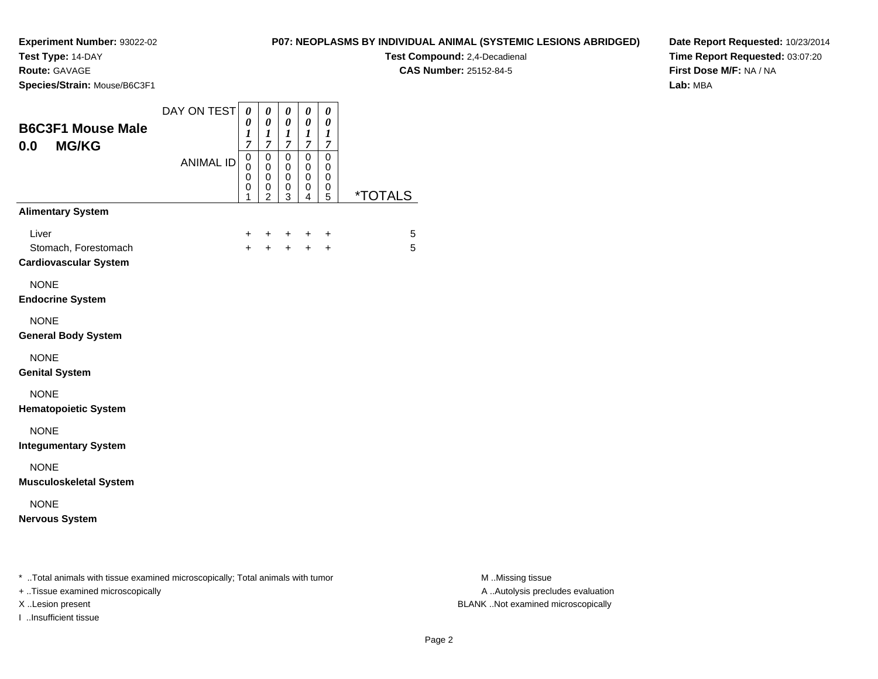**Experiment Number:** 93022-02
**Test Type:** 14-DAY
**Route:** GAVAGE
**Species/Strain:** Mouse/B6C3F1

**P07: NEOPLASMS BY INDIVIDUAL ANIMAL (SYSTEMIC LESIONS ABRIDGED)**
**Test Compound:** 2,4-Decadienal
**CAS Number:** 25152-84-5

**Date Report Requested:** 10/23/2014
**Time Report Requested:** 03:07:20
**First Dose M/F:** NA / NA
**Lab:** MBA

## B6C3F1 Mouse Male 0.0 MG/KG

| | | | | | | |
|---|---|---|---|---|---|---|
| DAY ON TEST | 0017 | 0017 | 0017 | 0017 | 0017 | |
| ANIMAL ID | 00001 | 00002 | 00003 | 00004 | 00005 | *TOTALS |
| **Alimentary System** | | | | | | |
| Liver | + | + | + | + | + | 5 |
| Stomach, Forestomach | + | + | + | + | + | 5 |
| **Cardiovascular System** | | | | | | |
| NONE | | | | | | |
| **Endocrine System** | | | | | | |
| NONE | | | | | | |
| **General Body System** | | | | | | |
| NONE | | | | | | |
| **Genital System** | | | | | | |
| NONE | | | | | | |
| **Hematopoietic System** | | | | | | |
| NONE | | | | | | |
| **Integumentary System** | | | | | | |
| NONE | | | | | | |
| **Musculoskeletal System** | | | | | | |
| NONE | | | | | | |
| **Nervous System** | | | | | | |

\* ..Total animals with tissue examined microscopically; Total animals with tumor
\+ ..Tissue examined microscopically
X ..Lesion present
I ..Insufficient tissue

M ..Missing tissue
A ..Autolysis precludes evaluation
BLANK ..Not examined microscopically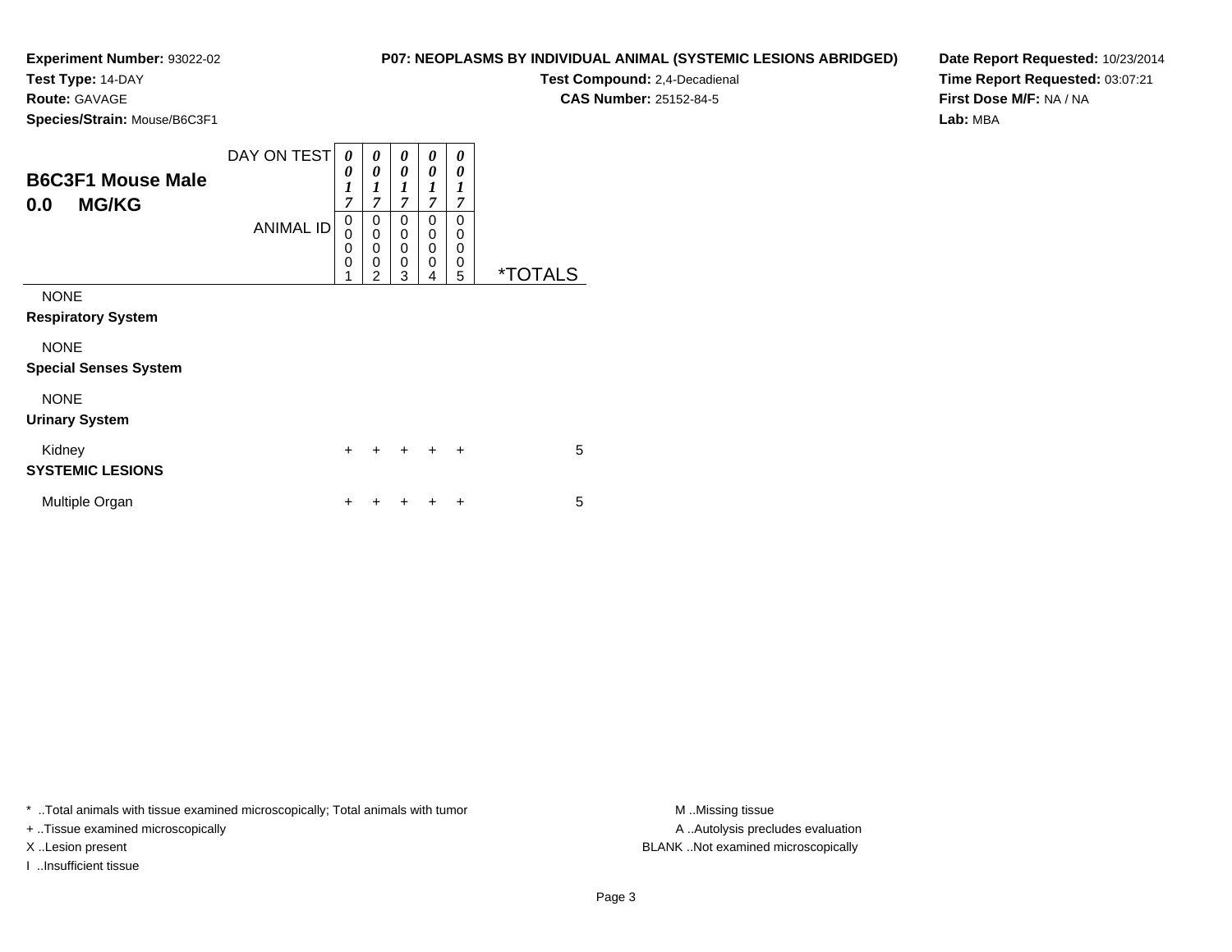**Experiment Number:** 93022-02
**Test Type:** 14-DAY
**Route:** GAVAGE
**Species/Strain:** Mouse/B6C3F1

**P07: NEOPLASMS BY INDIVIDUAL ANIMAL (SYSTEMIC LESIONS ABRIDGED)**
**Test Compound:** 2,4-Decadienal
**CAS Number:** 25152-84-5

**Date Report Requested:** 10/23/2014
**Time Report Requested:** 03:07:21
**First Dose M/F:** NA / NA
**Lab:** MBA

## B6C3F1 Mouse Male
## 0.0 MG/KG

| | | | | | | |
|---|---|---|---|---|---|---|
| DAY ON TEST | 0017 | 0017 | 0017 | 0017 | 0017 | |
| ANIMAL ID | 00001 | 00002 | 00003 | 00004 | 00005 | *TOTALS |
| NONE | | | | | | |
| **Respiratory System** | | | | | | |
| NONE | | | | | | |
| **Special Senses System** | | | | | | |
| NONE | | | | | | |
| **Urinary System** | | | | | | |
| Kidney | + | + | + | + | + | 5 |
| **SYSTEMIC LESIONS** | | | | | | |
| Multiple Organ | + | + | + | + | + | 5 |

\* ..Total animals with tissue examined microscopically; Total animals with tumor
+ ..Tissue examined microscopically
X ..Lesion present
I ..Insufficient tissue

M ..Missing tissue
A ..Autolysis precludes evaluation
BLANK ..Not examined microscopically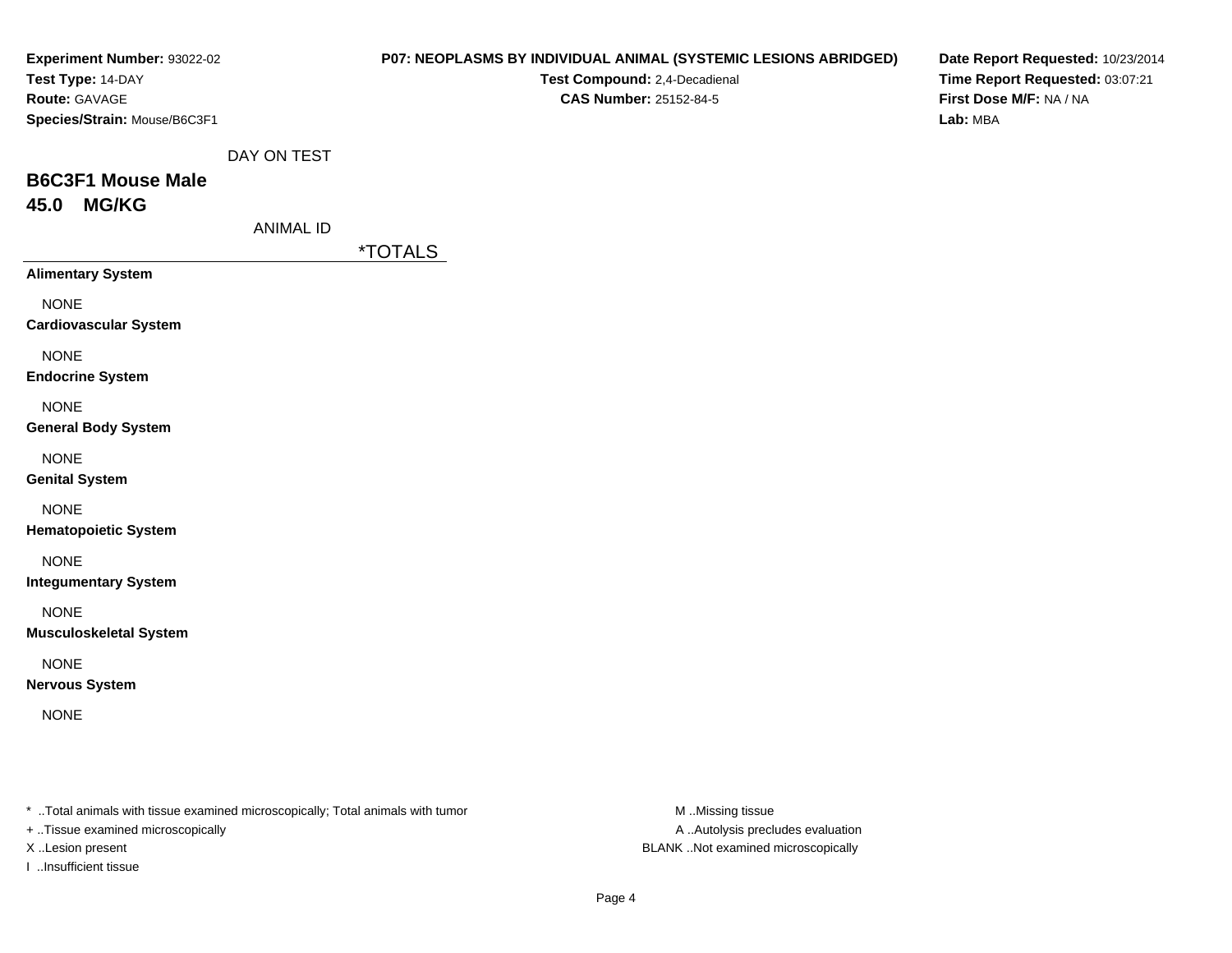**Experiment Number:** 93022-02
**Test Type:** 14-DAY
**Route:** GAVAGE
**Species/Strain:** Mouse/B6C3F1

**P07: NEOPLASMS BY INDIVIDUAL ANIMAL (SYSTEMIC LESIONS ABRIDGED)**
**Test Compound:** 2,4-Decadienal
**CAS Number:** 25152-84-5

**Date Report Requested:** 10/23/2014
**Time Report Requested:** 03:07:21
**First Dose M/F:** NA / NA
**Lab:** MBA

DAY ON TEST

## B6C3F1 Mouse Male
## 45.0 MG/KG

ANIMAL ID

| | *TOTALS |
|---|---|
| **Alimentary System** | |
| NONE | |
| **Cardiovascular System** | |
| NONE | |
| **Endocrine System** | |
| NONE | |
| **General Body System** | |
| NONE | |
| **Genital System** | |
| NONE | |
| **Hematopoietic System** | |
| NONE | |
| **Integumentary System** | |
| NONE | |
| **Musculoskeletal System** | |
| NONE | |
| **Nervous System** | |
| NONE | |

* ..Total animals with tissue examined microscopically; Total animals with tumor
+ ..Tissue examined microscopically
X ..Lesion present
I ..Insufficient tissue

M ..Missing tissue
A ..Autolysis precludes evaluation
BLANK ..Not examined microscopically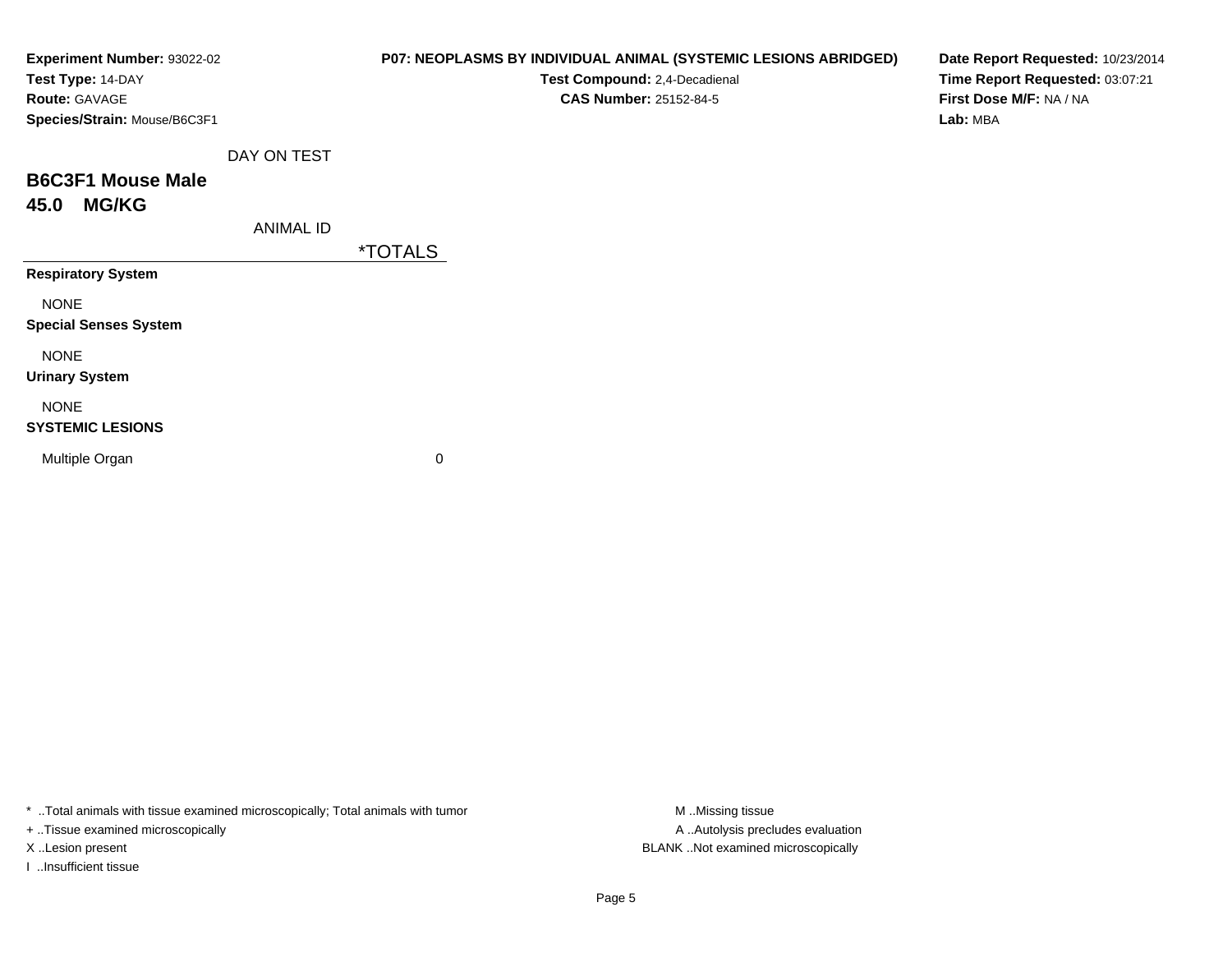**Experiment Number:** 93022-02
**Test Type:** 14-DAY
**Route:** GAVAGE
**Species/Strain:** Mouse/B6C3F1

**P07: NEOPLASMS BY INDIVIDUAL ANIMAL (SYSTEMIC LESIONS ABRIDGED)**
**Test Compound:** 2,4-Decadienal
**CAS Number:** 25152-84-5

**Date Report Requested:** 10/23/2014
**Time Report Requested:** 03:07:21
**First Dose M/F:** NA / NA
**Lab:** MBA

## B6C3F1 Mouse Male
## 45.0 MG/KG

| DAY ON TEST / ANIMAL ID | *TOTALS |
|---|---|
| **Respiratory System** | |
| NONE | |
| **Special Senses System** | |
| NONE | |
| **Urinary System** | |
| NONE | |
| **SYSTEMIC LESIONS** | |
| Multiple Organ | 0 |

* ..Total animals with tissue examined microscopically; Total animals with tumor
+ ..Tissue examined microscopically
X ..Lesion present
I ..Insufficient tissue

M ..Missing tissue
A ..Autolysis precludes evaluation
BLANK ..Not examined microscopically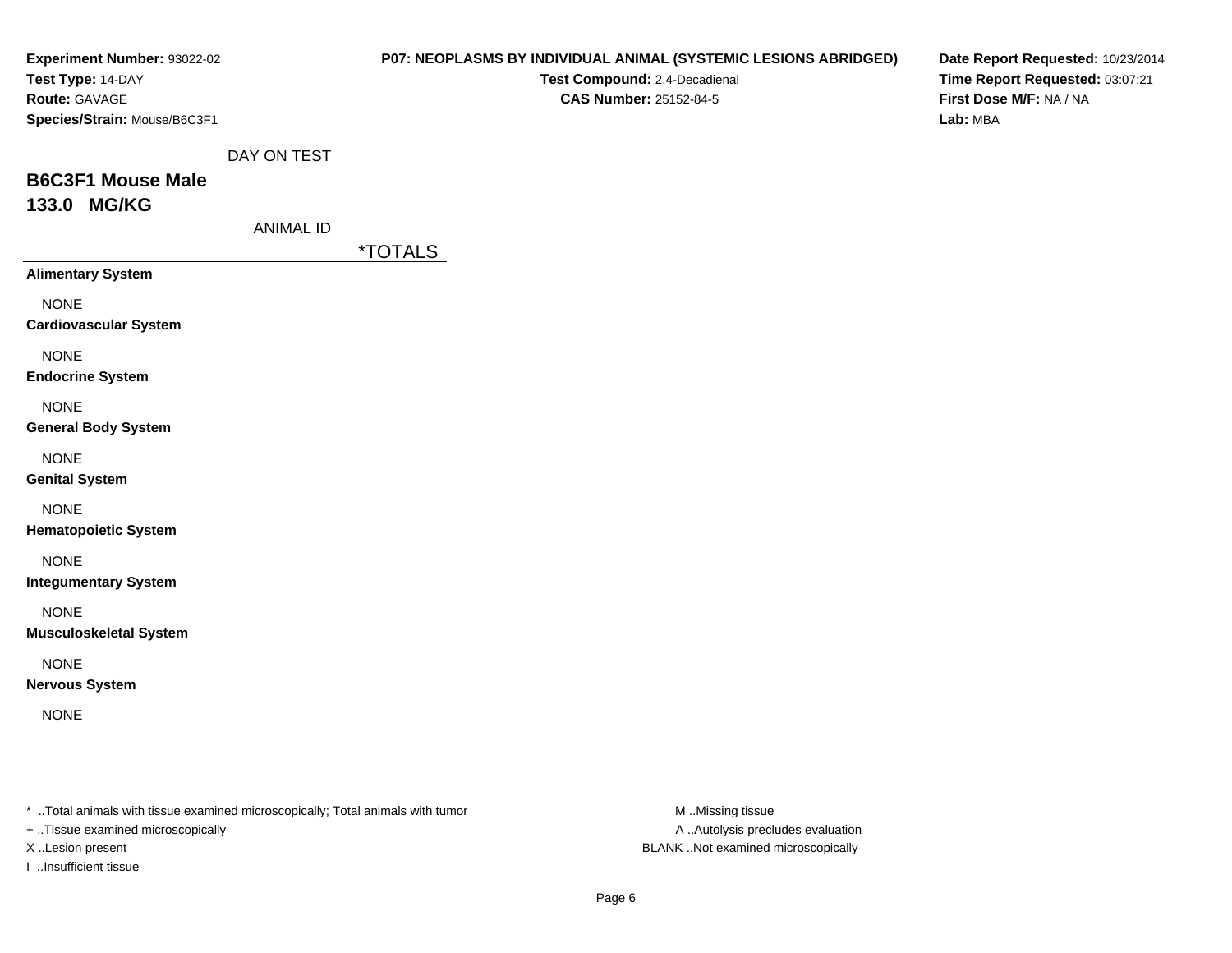**Experiment Number:** 93022-02
**Test Type:** 14-DAY
**Route:** GAVAGE
**Species/Strain:** Mouse/B6C3F1

**P07: NEOPLASMS BY INDIVIDUAL ANIMAL (SYSTEMIC LESIONS ABRIDGED)**
**Test Compound:** 2,4-Decadienal
**CAS Number:** 25152-84-5

**Date Report Requested:** 10/23/2014
**Time Report Requested:** 03:07:21
**First Dose M/F:** NA / NA
**Lab:** MBA

DAY ON TEST

## B6C3F1 Mouse Male
## 133.0 MG/KG

ANIMAL ID

| | *TOTALS |
|---|---|
| **Alimentary System** | |
| NONE | |
| **Cardiovascular System** | |
| NONE | |
| **Endocrine System** | |
| NONE | |
| **General Body System** | |
| NONE | |
| **Genital System** | |
| NONE | |
| **Hematopoietic System** | |
| NONE | |
| **Integumentary System** | |
| NONE | |
| **Musculoskeletal System** | |
| NONE | |
| **Nervous System** | |
| NONE | |

* ..Total animals with tissue examined microscopically; Total animals with tumor
+ ..Tissue examined microscopically
X ..Lesion present
I ..Insufficient tissue

M ..Missing tissue
A ..Autolysis precludes evaluation
BLANK ..Not examined microscopically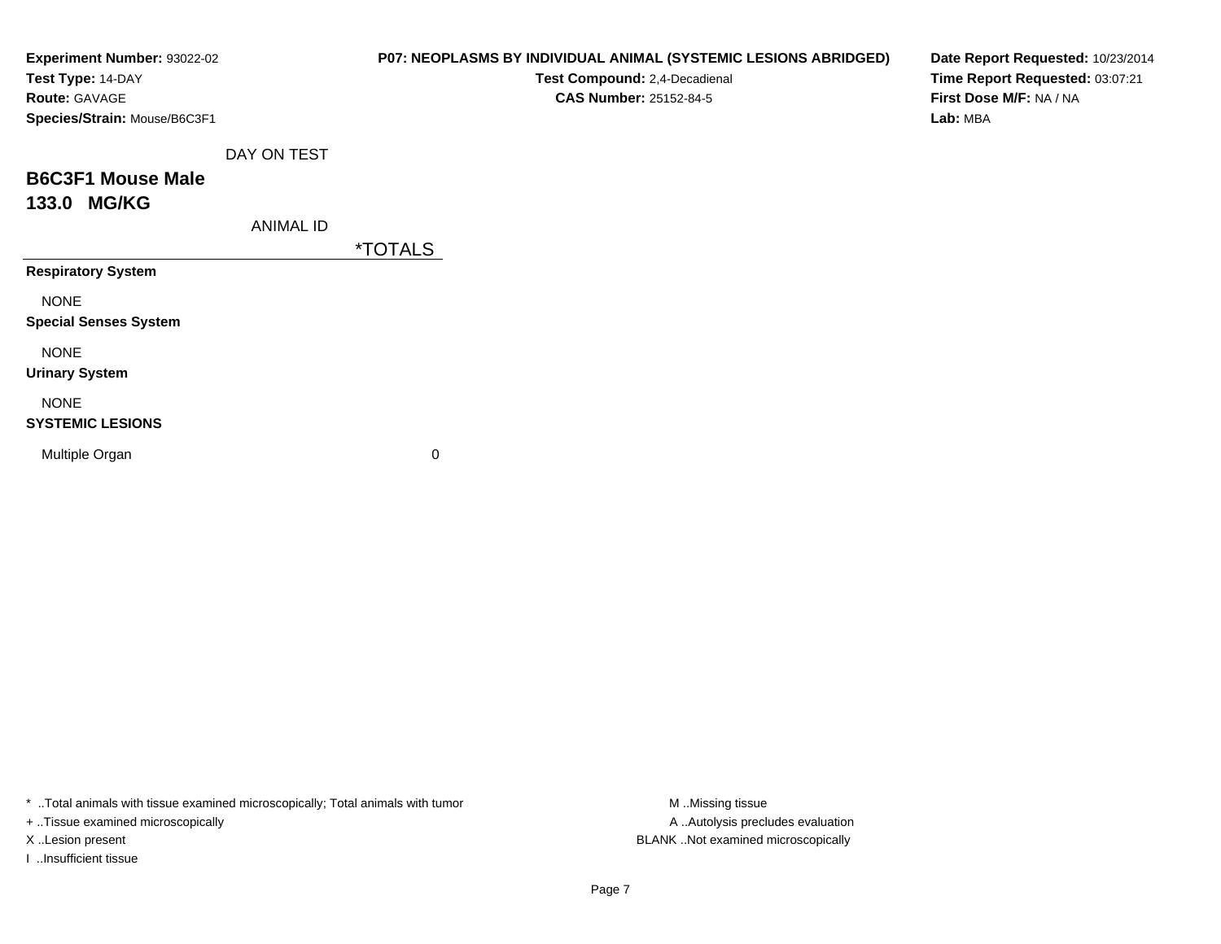**Experiment Number:** 93022-02
**Test Type:** 14-DAY
**Route:** GAVAGE
**Species/Strain:** Mouse/B6C3F1

**P07: NEOPLASMS BY INDIVIDUAL ANIMAL (SYSTEMIC LESIONS ABRIDGED)**
**Test Compound:** 2,4-Decadienal
**CAS Number:** 25152-84-5

**Date Report Requested:** 10/23/2014
**Time Report Requested:** 03:07:21
**First Dose M/F:** NA / NA
**Lab:** MBA

## B6C3F1 Mouse Male
## 133.0 MG/KG

| DAY ON TEST / ANIMAL ID | *TOTALS |
|---|---|
| **Respiratory System** | |
| NONE | |
| **Special Senses System** | |
| NONE | |
| **Urinary System** | |
| NONE | |
| **SYSTEMIC LESIONS** | |
| Multiple Organ | 0 |

* ..Total animals with tissue examined microscopically; Total animals with tumor
+ ..Tissue examined microscopically
X ..Lesion present
I ..Insufficient tissue

M ..Missing tissue
A ..Autolysis precludes evaluation
BLANK ..Not examined microscopically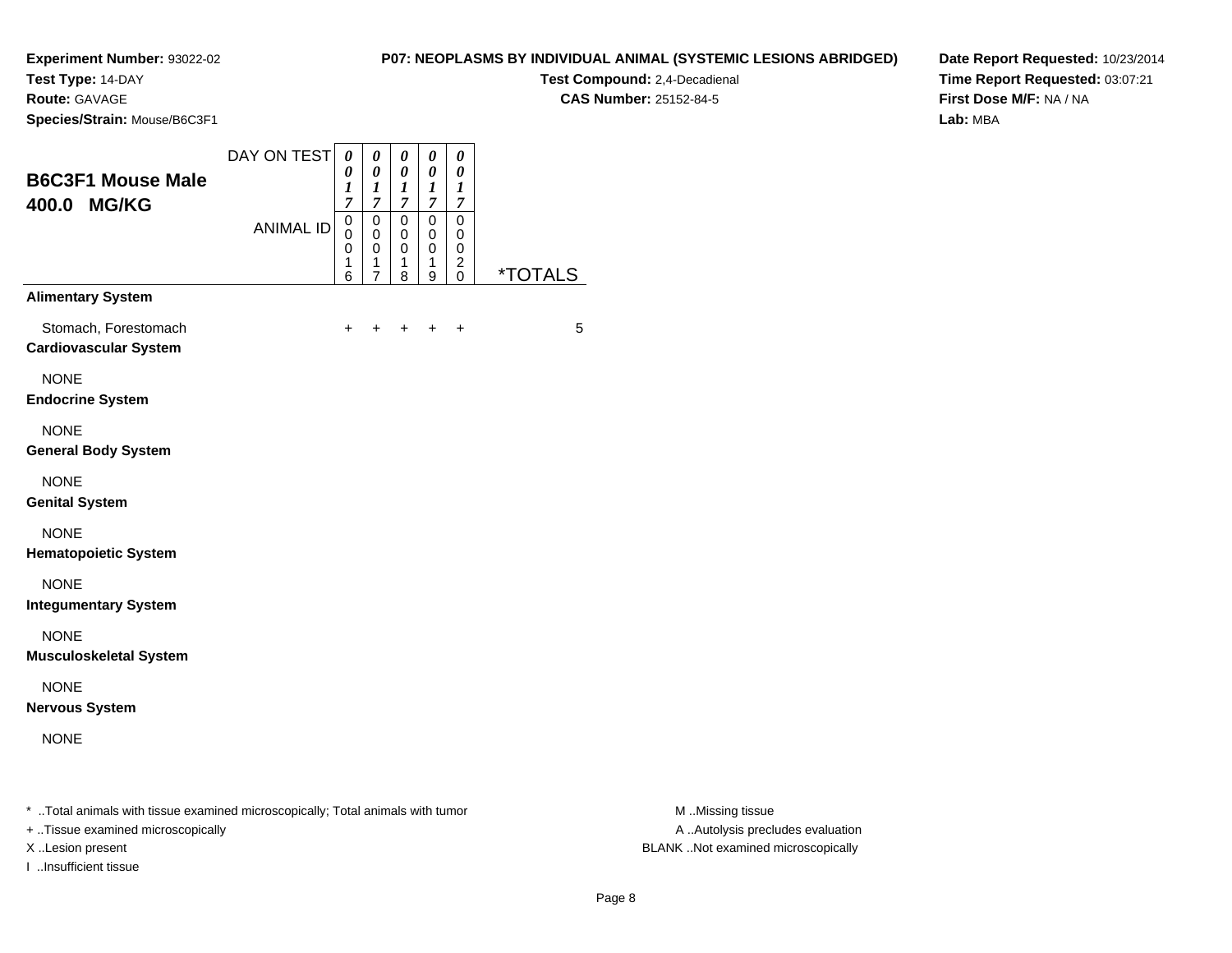**Experiment Number:** 93022-02
**Test Type:** 14-DAY
**Route:** GAVAGE
**Species/Strain:** Mouse/B6C3F1

**P07: NEOPLASMS BY INDIVIDUAL ANIMAL (SYSTEMIC LESIONS ABRIDGED)**
**Test Compound:** 2,4-Decadienal
**CAS Number:** 25152-84-5

**Date Report Requested:** 10/23/2014
**Time Report Requested:** 03:07:21
**First Dose M/F:** NA / NA
**Lab:** MBA

## B6C3F1 Mouse Male 400.0 MG/KG

| DAY ON TEST | 0017 | 0017 | 0017 | 0017 | 0017 | |
|---|---|---|---|---|---|---|
| **ANIMAL ID** | 00016 | 00017 | 00018 | 00019 | 00020 | ***TOTALS** |
| **Alimentary System** | | | | | | |
| Stomach, Forestomach | + | + | + | + | + | 5 |
| **Cardiovascular System** | | | | | | |
| NONE | | | | | | |
| **Endocrine System** | | | | | | |
| NONE | | | | | | |
| **General Body System** | | | | | | |
| NONE | | | | | | |
| **Genital System** | | | | | | |
| NONE | | | | | | |
| **Hematopoietic System** | | | | | | |
| NONE | | | | | | |
| **Integumentary System** | | | | | | |
| NONE | | | | | | |
| **Musculoskeletal System** | | | | | | |
| NONE | | | | | | |
| **Nervous System** | | | | | | |
| NONE | | | | | | |

* ..Total animals with tissue examined microscopically; Total animals with tumor
+ ..Tissue examined microscopically
X ..Lesion present
I ..Insufficient tissue

M ..Missing tissue
A ..Autolysis precludes evaluation
BLANK ..Not examined microscopically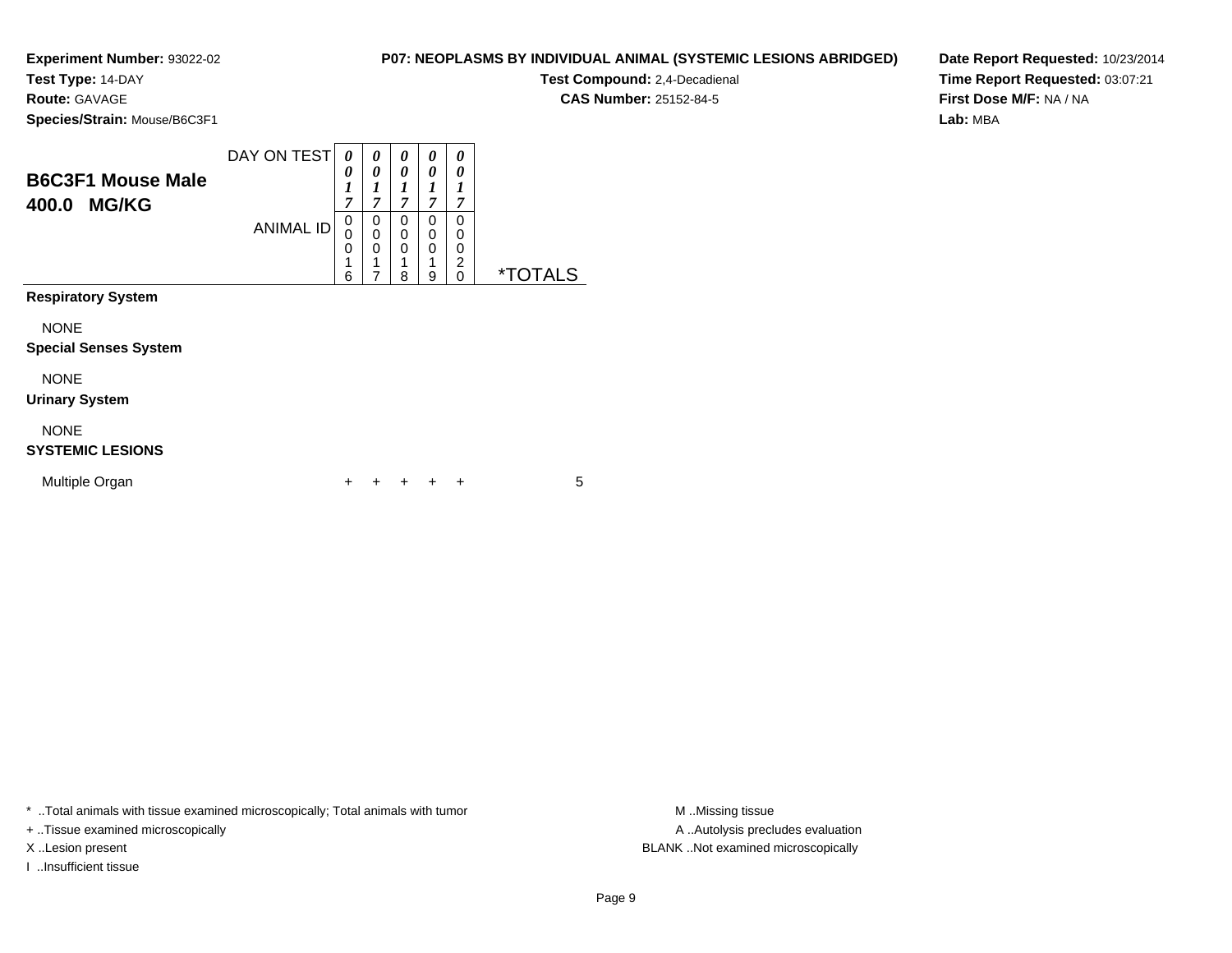**Experiment Number:** 93022-02
**Test Type:** 14-DAY
**Route:** GAVAGE
**Species/Strain:** Mouse/B6C3F1

**P07: NEOPLASMS BY INDIVIDUAL ANIMAL (SYSTEMIC LESIONS ABRIDGED)**
**Test Compound:** 2,4-Decadienal
**CAS Number:** 25152-84-5

**Date Report Requested:** 10/23/2014
**Time Report Requested:** 03:07:21
**First Dose M/F:** NA / NA
**Lab:** MBA

## B6C3F1 Mouse Male 400.0 MG/KG

| | | | | | | |
|---|---|---|---|---|---|---|
| DAY ON TEST | 0017 | 0017 | 0017 | 0017 | 0017 | |
| ANIMAL ID | 00016 | 00017 | 00018 | 00019 | 00020 | *TOTALS |
| **Respiratory System** | | | | | | |
| NONE | | | | | | |
| **Special Senses System** | | | | | | |
| NONE | | | | | | |
| **Urinary System** | | | | | | |
| NONE | | | | | | |
| **SYSTEMIC LESIONS** | | | | | | |
| Multiple Organ | + | + | + | + | + | 5 |

* ..Total animals with tissue examined microscopically; Total animals with tumor
+ ..Tissue examined microscopically
X ..Lesion present
I ..Insufficient tissue

M ..Missing tissue
A ..Autolysis precludes evaluation
BLANK ..Not examined microscopically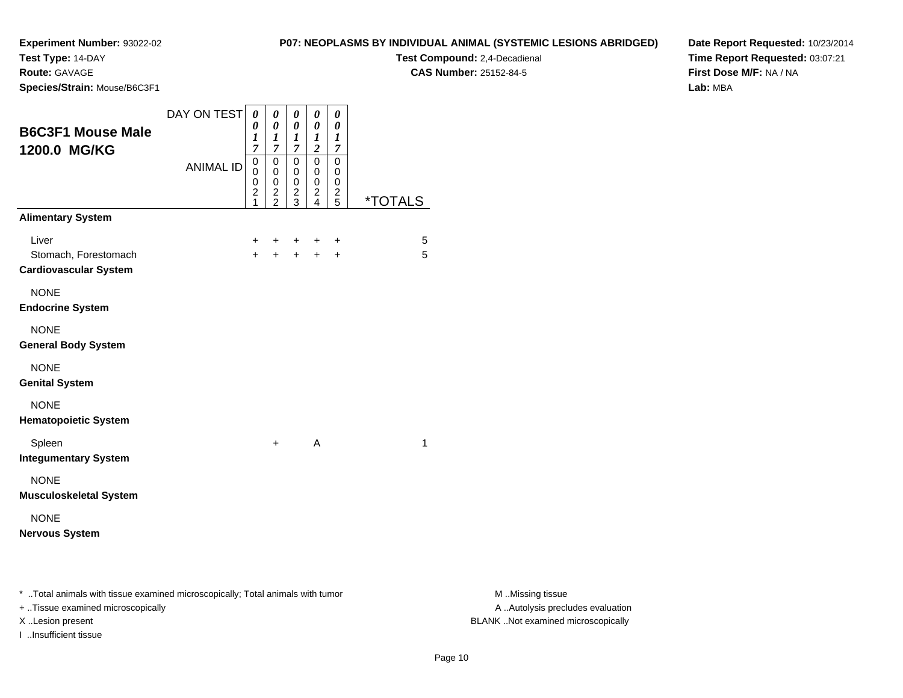**Experiment Number:** 93022-02
**Test Type:** 14-DAY
**Route:** GAVAGE
**Species/Strain:** Mouse/B6C3F1

**P07: NEOPLASMS BY INDIVIDUAL ANIMAL (SYSTEMIC LESIONS ABRIDGED)**
**Test Compound:** 2,4-Decadienal
**CAS Number:** 25152-84-5

**Date Report Requested:** 10/23/2014
**Time Report Requested:** 03:07:21
**First Dose M/F:** NA / NA
**Lab:** MBA

## B6C3F1 Mouse Male 1200.0 MG/KG

| DAY ON TEST | 0017 | 0017 | 0017 | 0012 | 0017 | |
|---|---|---|---|---|---|---|
| **ANIMAL ID** | 00021 | 00022 | 00023 | 00024 | 00025 | ***TOTALS** |
| **Alimentary System** | | | | | | |
| Liver | + | + | + | + | + | 5 |
| Stomach, Forestomach | + | + | + | + | + | 5 |
| **Cardiovascular System** | | | | | | |
| NONE | | | | | | |
| **Endocrine System** | | | | | | |
| NONE | | | | | | |
| **General Body System** | | | | | | |
| NONE | | | | | | |
| **Genital System** | | | | | | |
| NONE | | | | | | |
| **Hematopoietic System** | | | | | | |
| Spleen | | + | | A | | 1 |
| **Integumentary System** | | | | | | |
| NONE | | | | | | |
| **Musculoskeletal System** | | | | | | |
| NONE | | | | | | |
| **Nervous System** | | | | | | |

* ..Total animals with tissue examined microscopically; Total animals with tumor
+ ..Tissue examined microscopically
X ..Lesion present
I ..Insufficient tissue

M ..Missing tissue
A ..Autolysis precludes evaluation
BLANK ..Not examined microscopically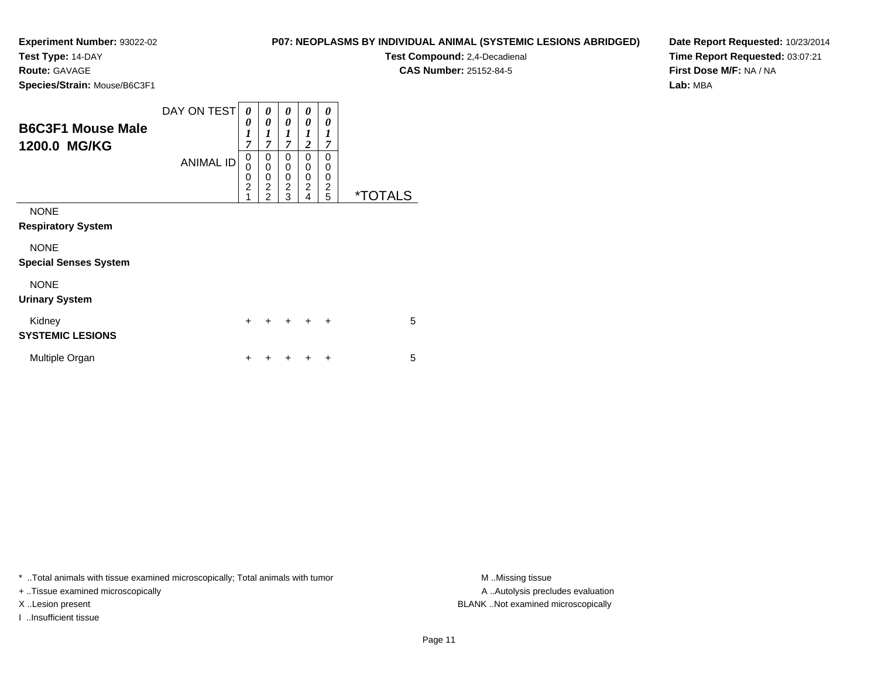**Experiment Number:** 93022-02
**Test Type:** 14-DAY
**Route:** GAVAGE
**Species/Strain:** Mouse/B6C3F1

**P07: NEOPLASMS BY INDIVIDUAL ANIMAL (SYSTEMIC LESIONS ABRIDGED)**
**Test Compound:** 2,4-Decadienal
**CAS Number:** 25152-84-5

**Date Report Requested:** 10/23/2014
**Time Report Requested:** 03:07:21
**First Dose M/F:** NA / NA
**Lab:** MBA

## B6C3F1 Mouse Male 1200.0 MG/KG

| DAY ON TEST | 0017 | 0017 | 0017 | 0012 | 0017 | |
|---|---|---|---|---|---|---|
| **ANIMAL ID** | 00021 | 00022 | 00023 | 00024 | 00025 | ***TOTALS** |
| NONE | | | | | | |
| **Respiratory System** | | | | | | |
| NONE | | | | | | |
| **Special Senses System** | | | | | | |
| NONE | | | | | | |
| **Urinary System** | | | | | | |
| Kidney | + | + | + | + | + | 5 |
| **SYSTEMIC LESIONS** | | | | | | |
| Multiple Organ | + | + | + | + | + | 5 |

* ..Total animals with tissue examined microscopically; Total animals with tumor
+ ..Tissue examined microscopically
X ..Lesion present
I ..Insufficient tissue

M ..Missing tissue
A ..Autolysis precludes evaluation
BLANK ..Not examined microscopically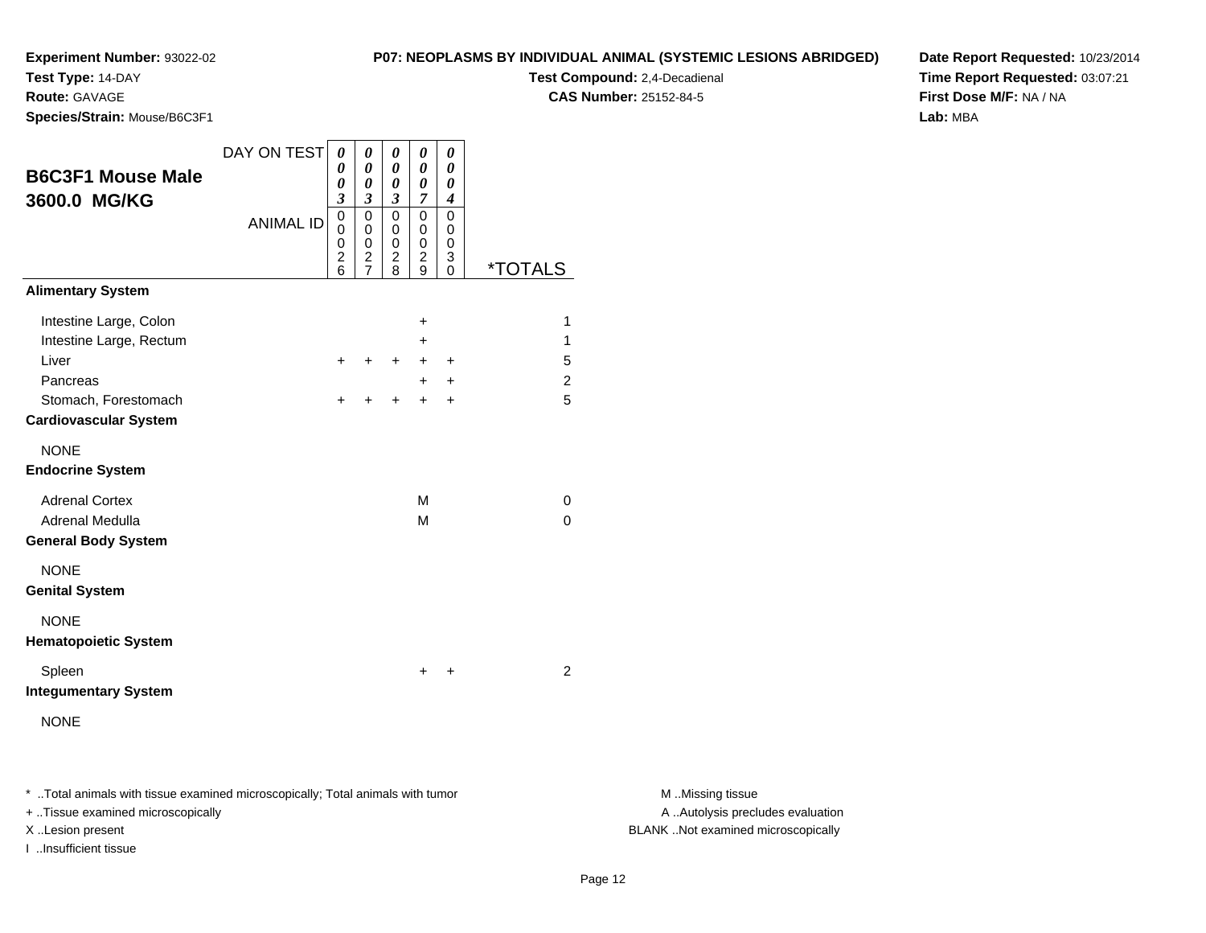**Experiment Number:** 93022-02
**Test Type:** 14-DAY
**Route:** GAVAGE
**Species/Strain:** Mouse/B6C3F1

**P07: NEOPLASMS BY INDIVIDUAL ANIMAL (SYSTEMIC LESIONS ABRIDGED)**
**Test Compound:** 2,4-Decadienal
**CAS Number:** 25152-84-5

**Date Report Requested:** 10/23/2014
**Time Report Requested:** 03:07:21
**First Dose M/F:** NA / NA
**Lab:** MBA

## B6C3F1 Mouse Male
## 3600.0 MG/KG

| DAY ON TEST | 0003 | 0003 | 0003 | 0007 | 0004 | |
|---|---|---|---|---|---|---|
| ANIMAL ID | 00026 | 00027 | 00028 | 00029 | 00030 | *TOTALS |
| **Alimentary System** | | | | | | |
| Intestine Large, Colon | | | | + | | 1 |
| Intestine Large, Rectum | | | | + | | 1 |
| Liver | + | + | + | + | + | 5 |
| Pancreas | | | | + | + | 2 |
| Stomach, Forestomach | + | + | + | + | + | 5 |
| **Cardiovascular System** | | | | | | |
| NONE | | | | | | |
| **Endocrine System** | | | | | | |
| Adrenal Cortex | | | | M | | 0 |
| Adrenal Medulla | | | | M | | 0 |
| **General Body System** | | | | | | |
| NONE | | | | | | |
| **Genital System** | | | | | | |
| NONE | | | | | | |
| **Hematopoietic System** | | | | | | |
| Spleen | | | | + | + | 2 |
| **Integumentary System** | | | | | | |
| NONE | | | | | | |

* ..Total animals with tissue examined microscopically; Total animals with tumor
+ ..Tissue examined microscopically
X ..Lesion present
I ..Insufficient tissue

M ..Missing tissue
A ..Autolysis precludes evaluation
BLANK ..Not examined microscopically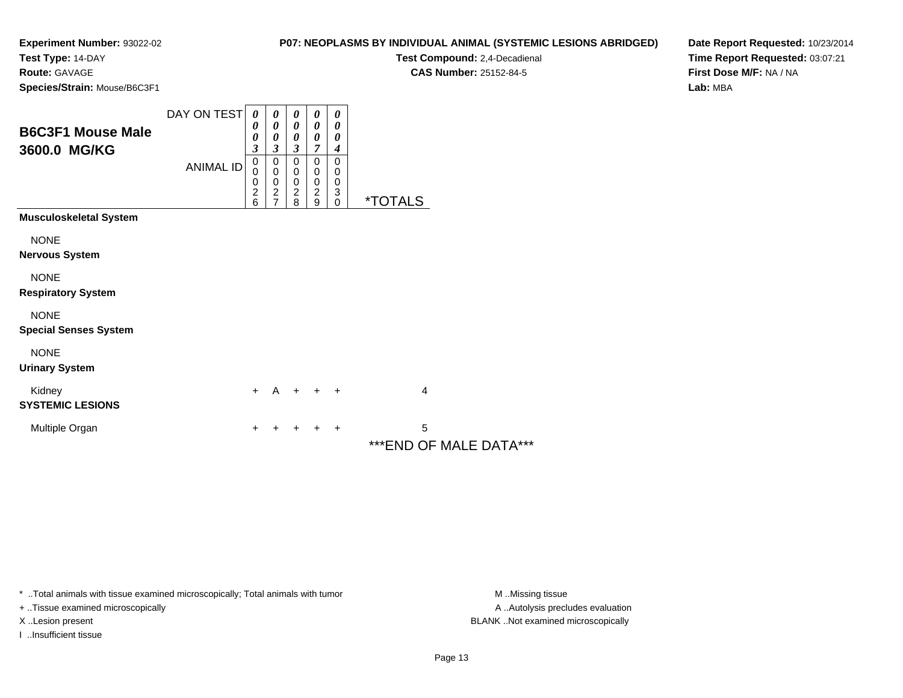**Experiment Number:** 93022-02
**Test Type:** 14-DAY
**Route:** GAVAGE
**Species/Strain:** Mouse/B6C3F1

**P07: NEOPLASMS BY INDIVIDUAL ANIMAL (SYSTEMIC LESIONS ABRIDGED)**
**Test Compound:** 2,4-Decadienal
**CAS Number:** 25152-84-5

**Date Report Requested:** 10/23/2014
**Time Report Requested:** 03:07:21
**First Dose M/F:** NA / NA
**Lab:** MBA

## B6C3F1 Mouse Male 3600.0 MG/KG

| DAY ON TEST | 0003 | 0003 | 0003 | 0007 | 0004 | |
|---|---|---|---|---|---|---|
| ANIMAL ID | 00026 | 00027 | 00028 | 00029 | 00030 | *TOTALS |
| **Musculoskeletal System** | | | | | | |
| NONE | | | | | | |
| **Nervous System** | | | | | | |
| NONE | | | | | | |
| **Respiratory System** | | | | | | |
| NONE | | | | | | |
| **Special Senses System** | | | | | | |
| NONE | | | | | | |
| **Urinary System** | | | | | | |
| Kidney | + | A | + | + | + | 4 |
| **SYSTEMIC LESIONS** | | | | | | |
| Multiple Organ | + | + | + | + | + | 5 |

***END OF MALE DATA***

* ..Total animals with tissue examined microscopically; Total animals with tumor
+ ..Tissue examined microscopically
X ..Lesion present
I ..Insufficient tissue

M ..Missing tissue
A ..Autolysis precludes evaluation
BLANK ..Not examined microscopically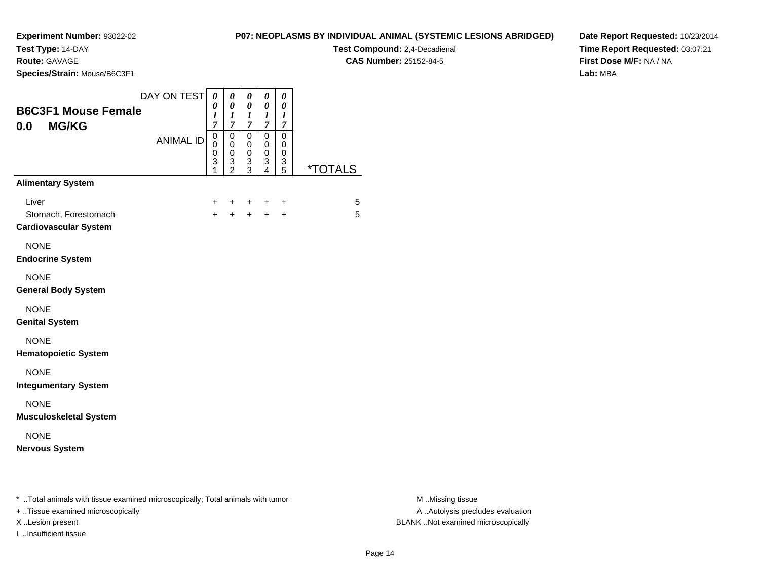**Experiment Number:** 93022-02
**Test Type:** 14-DAY
**Route:** GAVAGE
**Species/Strain:** Mouse/B6C3F1

**P07: NEOPLASMS BY INDIVIDUAL ANIMAL (SYSTEMIC LESIONS ABRIDGED)**
**Test Compound:** 2,4-Decadienal
**CAS Number:** 25152-84-5

**Date Report Requested:** 10/23/2014
**Time Report Requested:** 03:07:21
**First Dose M/F:** NA / NA
**Lab:** MBA

## B6C3F1 Mouse Female
## 0.0 MG/KG

| DAY ON TEST | 0017 | 0017 | 0017 | 0017 | 0017 | |
|---|---|---|---|---|---|---|
| ANIMAL ID | 00031 | 00032 | 00033 | 00034 | 00035 | *TOTALS |
| **Alimentary System** | | | | | | |
| Liver | + | + | + | + | + | 5 |
| Stomach, Forestomach | + | + | + | + | + | 5 |
| **Cardiovascular System** | | | | | | |
| NONE | | | | | | |
| **Endocrine System** | | | | | | |
| NONE | | | | | | |
| **General Body System** | | | | | | |
| NONE | | | | | | |
| **Genital System** | | | | | | |
| NONE | | | | | | |
| **Hematopoietic System** | | | | | | |
| NONE | | | | | | |
| **Integumentary System** | | | | | | |
| NONE | | | | | | |
| **Musculoskeletal System** | | | | | | |
| NONE | | | | | | |
| **Nervous System** | | | | | | |

* ..Total animals with tissue examined microscopically; Total animals with tumor
+ ..Tissue examined microscopically
X ..Lesion present
I ..Insufficient tissue

M ..Missing tissue
A ..Autolysis precludes evaluation
BLANK ..Not examined microscopically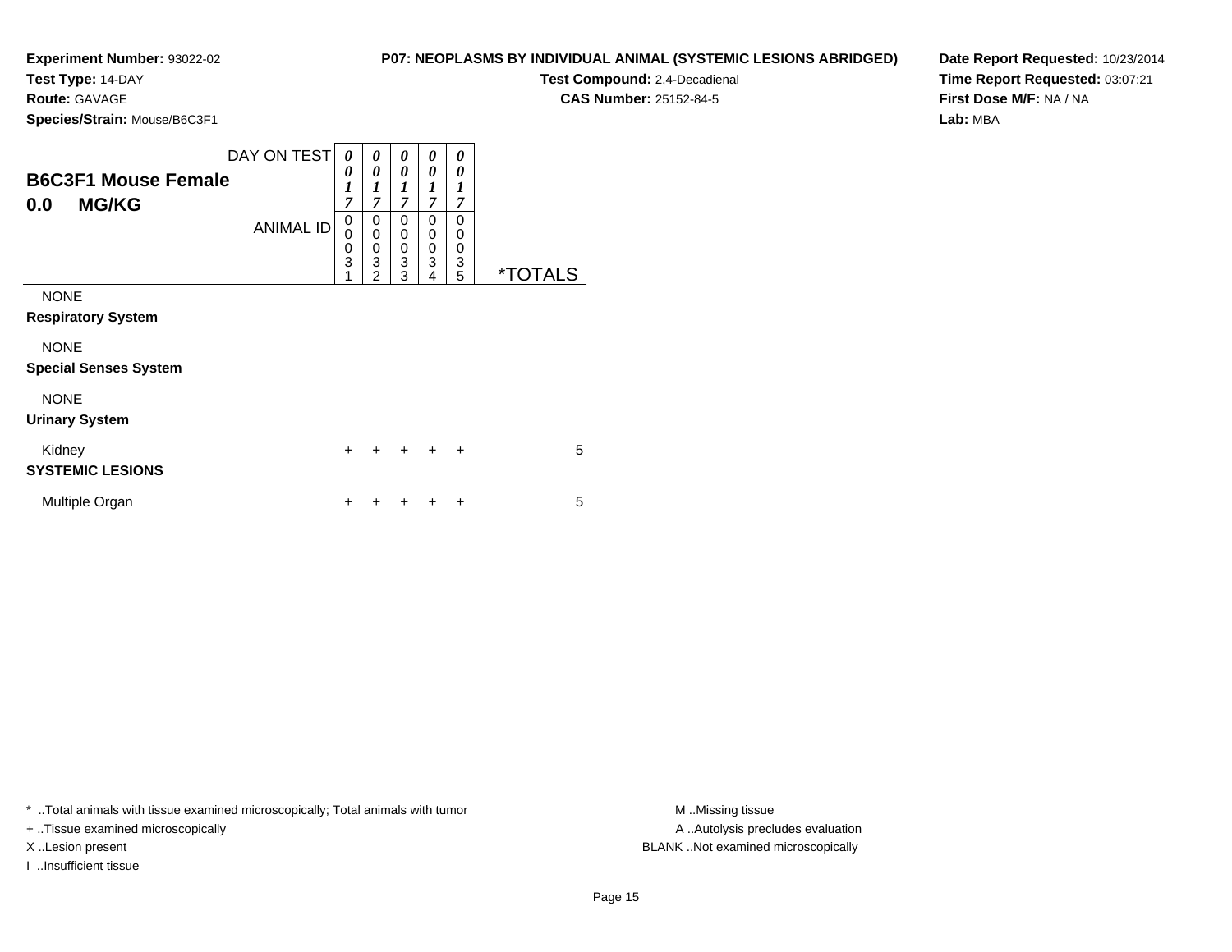**Experiment Number:** 93022-02
**Test Type:** 14-DAY
**Route:** GAVAGE
**Species/Strain:** Mouse/B6C3F1

**P07: NEOPLASMS BY INDIVIDUAL ANIMAL (SYSTEMIC LESIONS ABRIDGED)**
**Test Compound:** 2,4-Decadienal
**CAS Number:** 25152-84-5

**Date Report Requested:** 10/23/2014
**Time Report Requested:** 03:07:21
**First Dose M/F:** NA / NA
**Lab:** MBA

## B6C3F1 Mouse Female
## 0.0 MG/KG

| DAY ON TEST | 0017 | 0017 | 0017 | 0017 | 0017 | |
|---|---|---|---|---|---|---|
| **ANIMAL ID** | 00031 | 00032 | 00033 | 00034 | 00035 | ***TOTALS** |
| NONE | | | | | | |
| **Respiratory System** | | | | | | |
| NONE | | | | | | |
| **Special Senses System** | | | | | | |
| NONE | | | | | | |
| **Urinary System** | | | | | | |
| Kidney | + | + | + | + | + | 5 |
| **SYSTEMIC LESIONS** | | | | | | |
| Multiple Organ | + | + | + | + | + | 5 |

* ..Total animals with tissue examined microscopically; Total animals with tumor
+ ..Tissue examined microscopically
X ..Lesion present
I ..Insufficient tissue

M ..Missing tissue
A ..Autolysis precludes evaluation
BLANK ..Not examined microscopically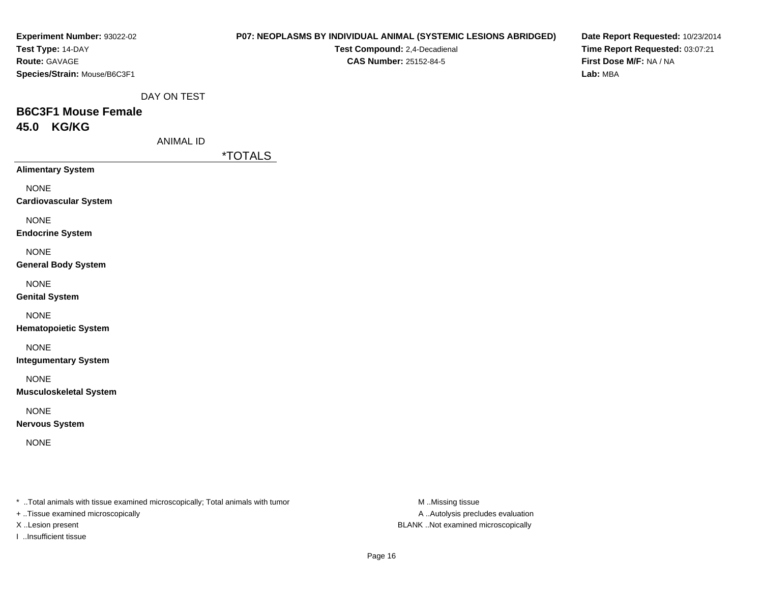**Experiment Number:** 93022-02
**Test Type:** 14-DAY
**Route:** GAVAGE
**Species/Strain:** Mouse/B6C3F1

**P07: NEOPLASMS BY INDIVIDUAL ANIMAL (SYSTEMIC LESIONS ABRIDGED)**
**Test Compound:** 2,4-Decadienal
**CAS Number:** 25152-84-5

**Date Report Requested:** 10/23/2014
**Time Report Requested:** 03:07:21
**First Dose M/F:** NA / NA
**Lab:** MBA

DAY ON TEST

## B6C3F1 Mouse Female
## 45.0 KG/KG

ANIMAL ID

| | *TOTALS |
|---|---|
| **Alimentary System** | |
| NONE | |
| **Cardiovascular System** | |
| NONE | |
| **Endocrine System** | |
| NONE | |
| **General Body System** | |
| NONE | |
| **Genital System** | |
| NONE | |
| **Hematopoietic System** | |
| NONE | |
| **Integumentary System** | |
| NONE | |
| **Musculoskeletal System** | |
| NONE | |
| **Nervous System** | |
| NONE | |

* ..Total animals with tissue examined microscopically; Total animals with tumor
+ ..Tissue examined microscopically
X ..Lesion present
I ..Insufficient tissue

M ..Missing tissue
A ..Autolysis precludes evaluation
BLANK ..Not examined microscopically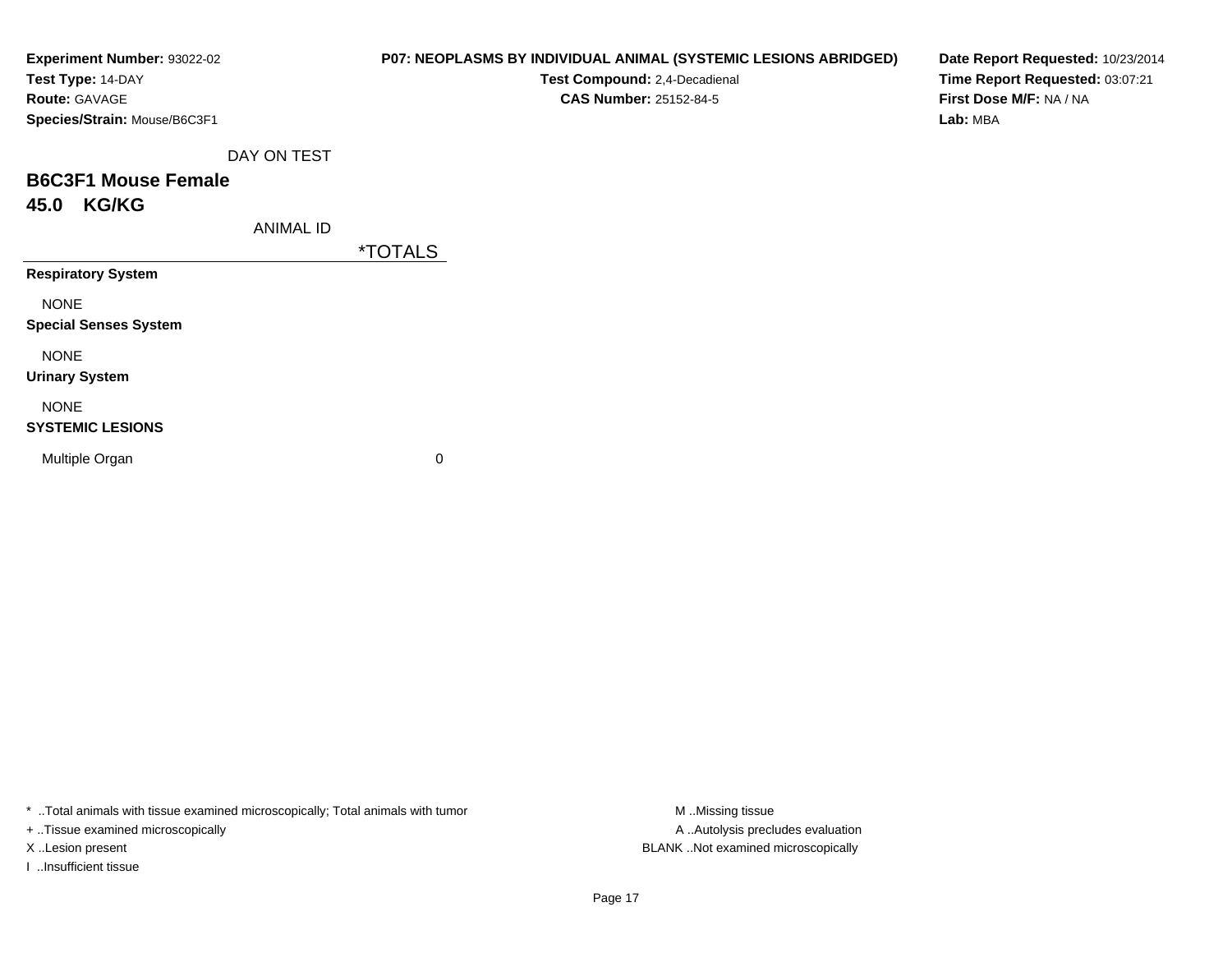**Experiment Number:** 93022-02
**Test Type:** 14-DAY
**Route:** GAVAGE
**Species/Strain:** Mouse/B6C3F1

**P07: NEOPLASMS BY INDIVIDUAL ANIMAL (SYSTEMIC LESIONS ABRIDGED)**
**Test Compound:** 2,4-Decadienal
**CAS Number:** 25152-84-5

**Date Report Requested:** 10/23/2014
**Time Report Requested:** 03:07:21
**First Dose M/F:** NA / NA
**Lab:** MBA

DAY ON TEST

## B6C3F1 Mouse Female
## 45.0 KG/KG

| ANIMAL ID | *TOTALS |
|---|---|
| **Respiratory System** | |
| NONE | |
| **Special Senses System** | |
| NONE | |
| **Urinary System** | |
| NONE | |
| **SYSTEMIC LESIONS** | |
| Multiple Organ | 0 |

* ..Total animals with tissue examined microscopically; Total animals with tumor
+ ..Tissue examined microscopically
X ..Lesion present
I ..Insufficient tissue

M ..Missing tissue
A ..Autolysis precludes evaluation
BLANK ..Not examined microscopically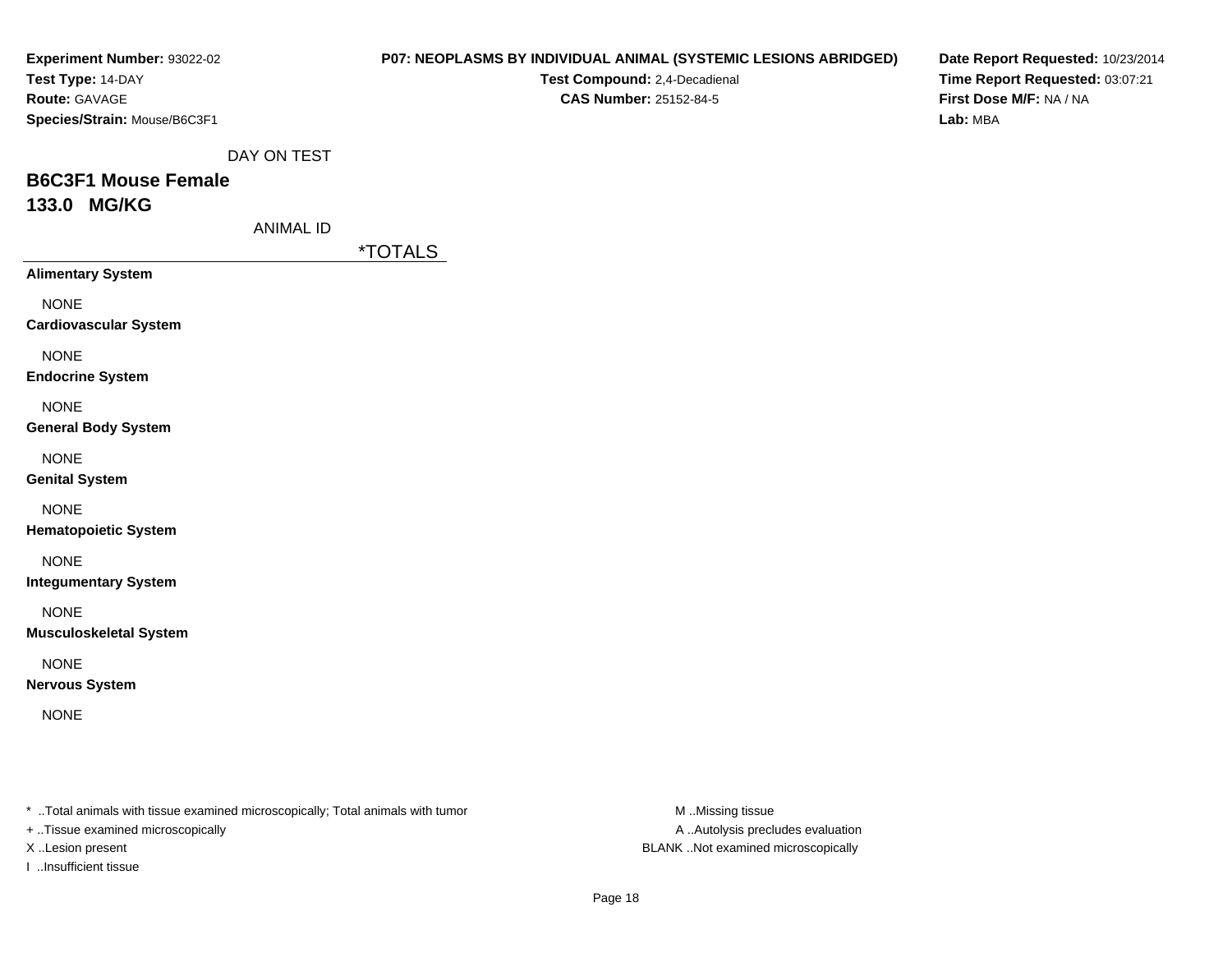**Experiment Number:** 93022-02
**Test Type:** 14-DAY
**Route:** GAVAGE
**Species/Strain:** Mouse/B6C3F1

**P07: NEOPLASMS BY INDIVIDUAL ANIMAL (SYSTEMIC LESIONS ABRIDGED)**
**Test Compound:** 2,4-Decadienal
**CAS Number:** 25152-84-5

**Date Report Requested:** 10/23/2014
**Time Report Requested:** 03:07:21
**First Dose M/F:** NA / NA
**Lab:** MBA

DAY ON TEST

## B6C3F1 Mouse Female
## 133.0 MG/KG

ANIMAL ID

| | *TOTALS |
|---|---|
| **Alimentary System** | |
| NONE | |
| **Cardiovascular System** | |
| NONE | |
| **Endocrine System** | |
| NONE | |
| **General Body System** | |
| NONE | |
| **Genital System** | |
| NONE | |
| **Hematopoietic System** | |
| NONE | |
| **Integumentary System** | |
| NONE | |
| **Musculoskeletal System** | |
| NONE | |
| **Nervous System** | |
| NONE | |

* ..Total animals with tissue examined microscopically; Total animals with tumor
+ ..Tissue examined microscopically
X ..Lesion present
I ..Insufficient tissue

M ..Missing tissue
A ..Autolysis precludes evaluation
BLANK ..Not examined microscopically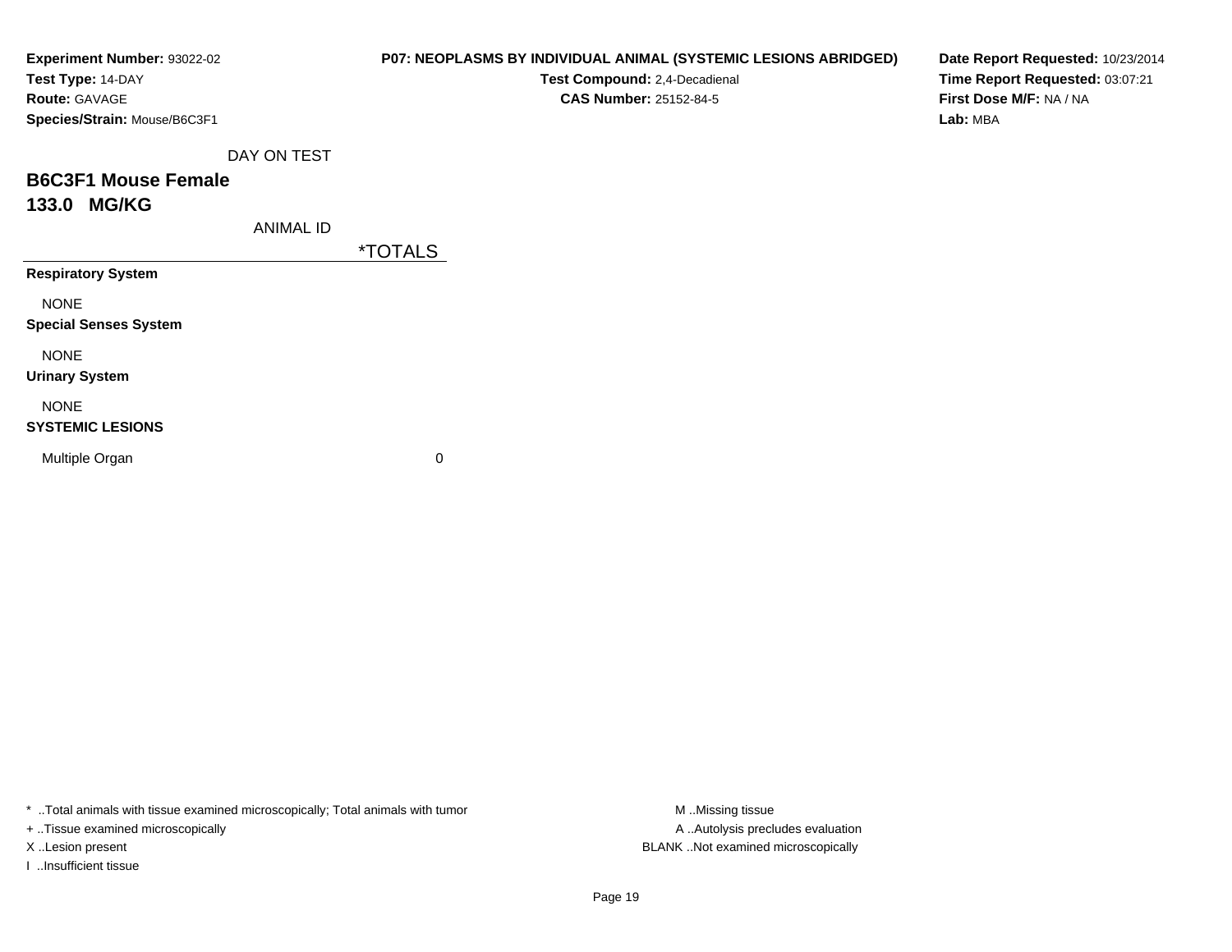**Experiment Number:** 93022-02
**Test Type:** 14-DAY
**Route:** GAVAGE
**Species/Strain:** Mouse/B6C3F1

**P07: NEOPLASMS BY INDIVIDUAL ANIMAL (SYSTEMIC LESIONS ABRIDGED)**
**Test Compound:** 2,4-Decadienal
**CAS Number:** 25152-84-5

**Date Report Requested:** 10/23/2014
**Time Report Requested:** 03:07:21
**First Dose M/F:** NA / NA
**Lab:** MBA

DAY ON TEST

## B6C3F1 Mouse Female
## 133.0 MG/KG

| ANIMAL ID | *TOTALS |
|---|---|
| **Respiratory System** | |
| NONE | |
| **Special Senses System** | |
| NONE | |
| **Urinary System** | |
| NONE | |
| **SYSTEMIC LESIONS** | |
| Multiple Organ | 0 |

* ..Total animals with tissue examined microscopically; Total animals with tumor
+ ..Tissue examined microscopically
X ..Lesion present
I ..Insufficient tissue

M ..Missing tissue
A ..Autolysis precludes evaluation
BLANK ..Not examined microscopically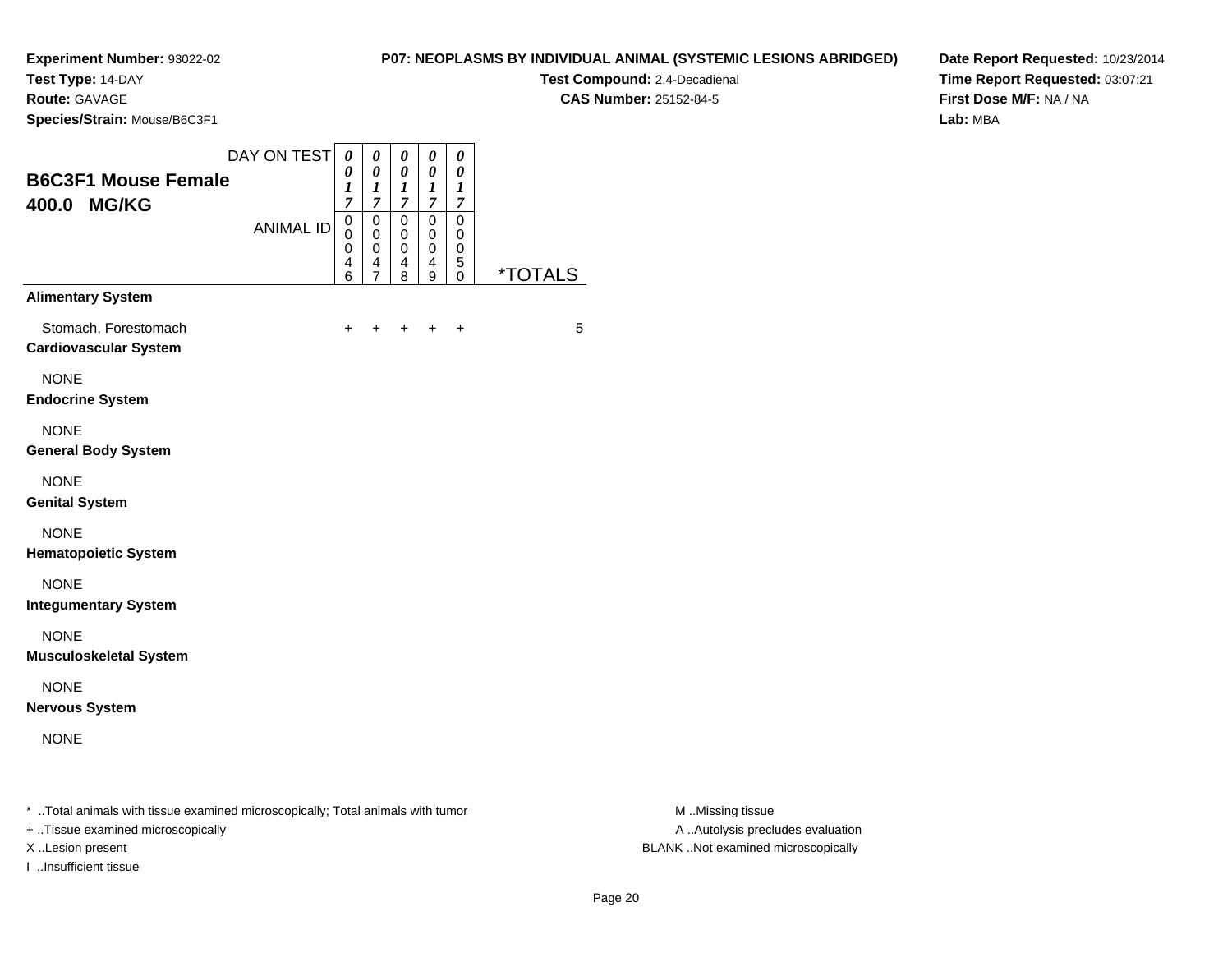**Experiment Number:** 93022-02
**Test Type:** 14-DAY
**Route:** GAVAGE
**Species/Strain:** Mouse/B6C3F1

**P07: NEOPLASMS BY INDIVIDUAL ANIMAL (SYSTEMIC LESIONS ABRIDGED)**
**Test Compound:** 2,4-Decadienal
**CAS Number:** 25152-84-5

**Date Report Requested:** 10/23/2014
**Time Report Requested:** 03:07:21
**First Dose M/F:** NA / NA
**Lab:** MBA

## B6C3F1 Mouse Female 400.0 MG/KG

| DAY ON TEST | 0017 | 0017 | 0017 | 0017 | 0017 | |
|---|---|---|---|---|---|---|
| ANIMAL ID | 00046 | 00047 | 00048 | 00049 | 00050 | *TOTALS |
| **Alimentary System** | | | | | | |
| Stomach, Forestomach | + | + | + | + | + | 5 |
| **Cardiovascular System** | | | | | | |
| NONE | | | | | | |
| **Endocrine System** | | | | | | |
| NONE | | | | | | |
| **General Body System** | | | | | | |
| NONE | | | | | | |
| **Genital System** | | | | | | |
| NONE | | | | | | |
| **Hematopoietic System** | | | | | | |
| NONE | | | | | | |
| **Integumentary System** | | | | | | |
| NONE | | | | | | |
| **Musculoskeletal System** | | | | | | |
| NONE | | | | | | |
| **Nervous System** | | | | | | |
| NONE | | | | | | |

* ..Total animals with tissue examined microscopically; Total animals with tumor
+ ..Tissue examined microscopically
X ..Lesion present
I ..Insufficient tissue

M ..Missing tissue
A ..Autolysis precludes evaluation
BLANK ..Not examined microscopically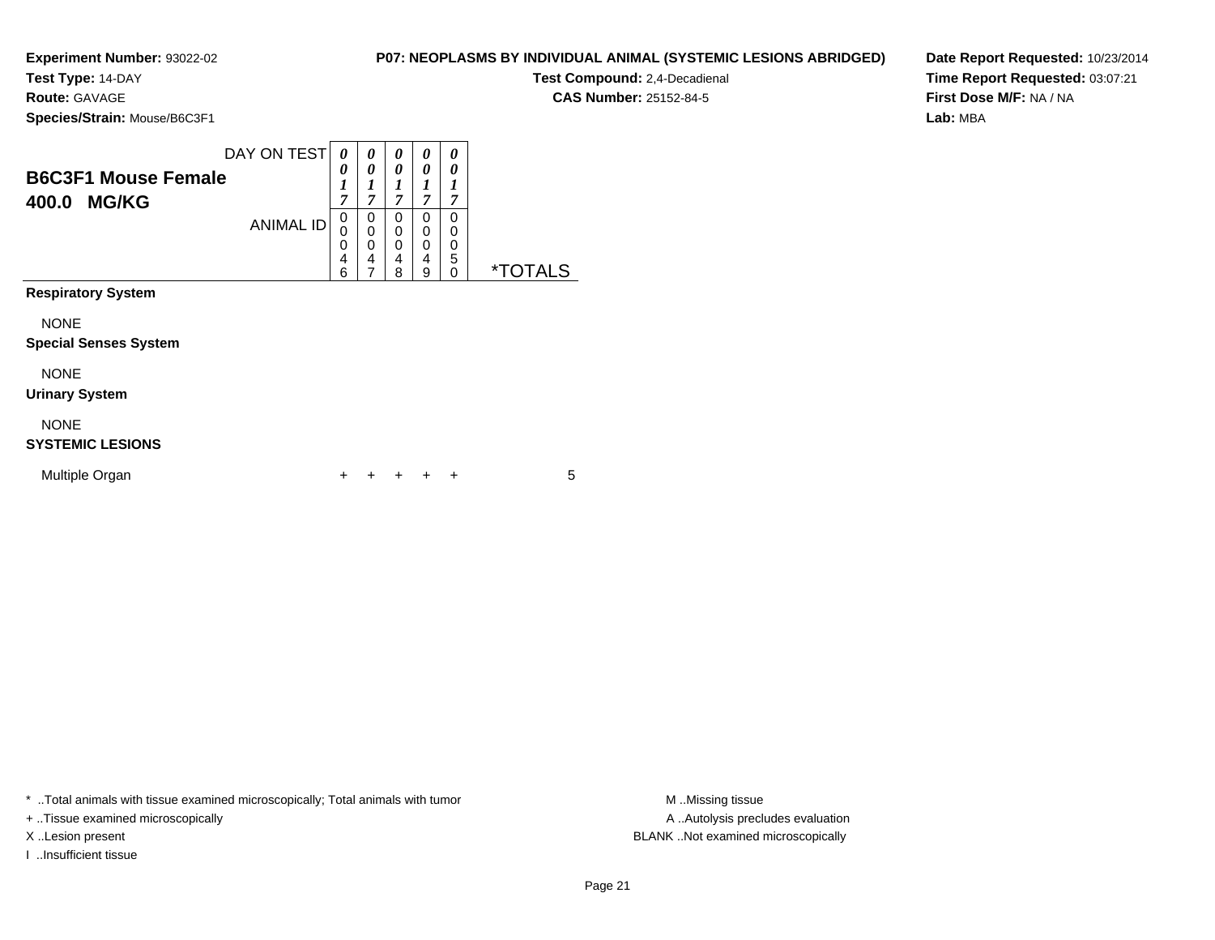**Experiment Number:** 93022-02
**Test Type:** 14-DAY
**Route:** GAVAGE
**Species/Strain:** Mouse/B6C3F1

**P07: NEOPLASMS BY INDIVIDUAL ANIMAL (SYSTEMIC LESIONS ABRIDGED)**
**Test Compound:** 2,4-Decadienal
**CAS Number:** 25152-84-5

**Date Report Requested:** 10/23/2014
**Time Report Requested:** 03:07:21
**First Dose M/F:** NA / NA
**Lab:** MBA

## B6C3F1 Mouse Female
## 400.0 MG/KG

| DAY ON TEST | 0017 | 0017 | 0017 | 0017 | 0017 | |
|---|---|---|---|---|---|---|
| ANIMAL ID | 00046 | 00047 | 00048 | 00049 | 00050 | *TOTALS |
| **Respiratory System** | | | | | | |
| NONE | | | | | | |
| **Special Senses System** | | | | | | |
| NONE | | | | | | |
| **Urinary System** | | | | | | |
| NONE | | | | | | |
| **SYSTEMIC LESIONS** | | | | | | |
| Multiple Organ | + | + | + | + | + | 5 |

* ..Total animals with tissue examined microscopically; Total animals with tumor
+ ..Tissue examined microscopically
X ..Lesion present
I ..Insufficient tissue

M ..Missing tissue
A ..Autolysis precludes evaluation
BLANK ..Not examined microscopically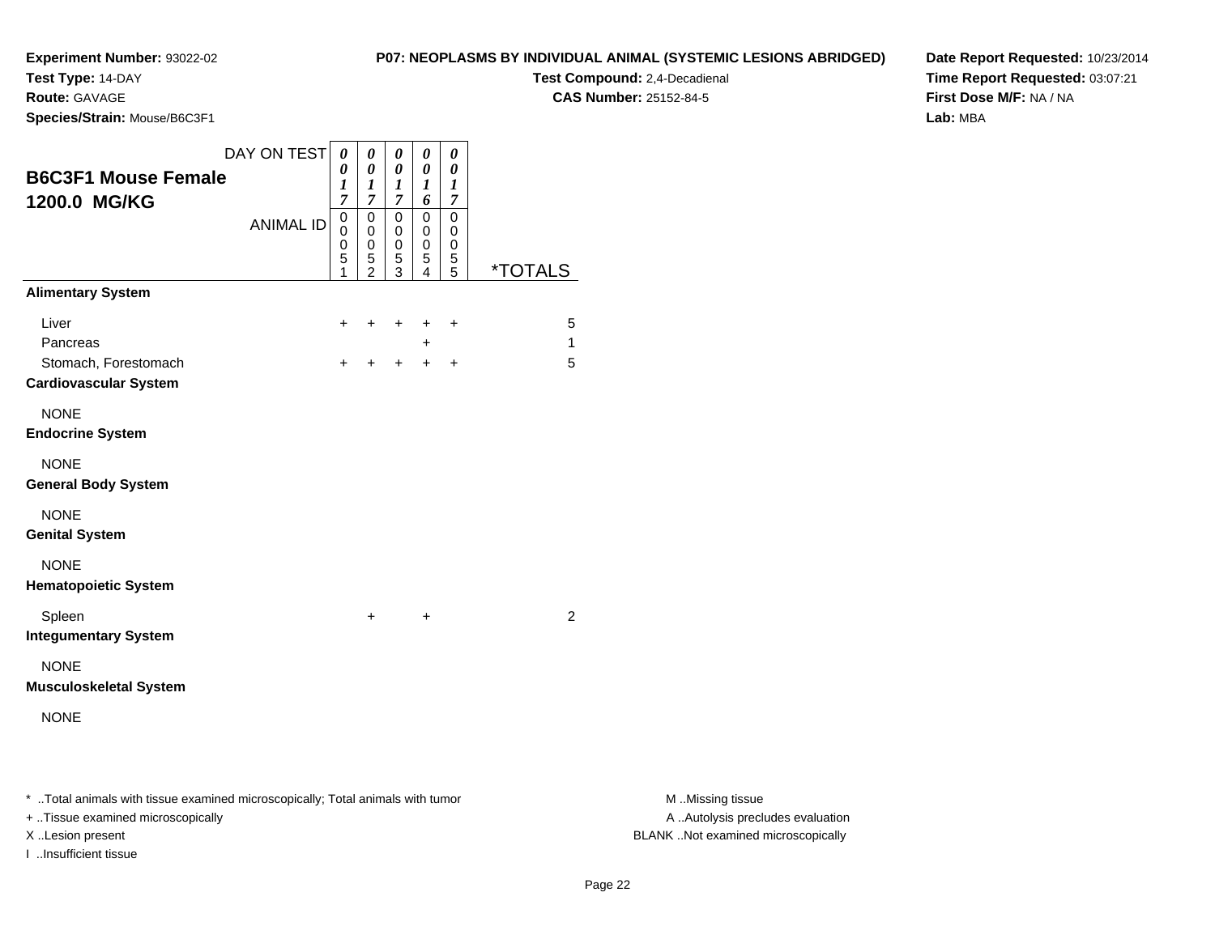**Experiment Number:** 93022-02
**Test Type:** 14-DAY
**Route:** GAVAGE
**Species/Strain:** Mouse/B6C3F1

**P07: NEOPLASMS BY INDIVIDUAL ANIMAL (SYSTEMIC LESIONS ABRIDGED)**
**Test Compound:** 2,4-Decadienal
**CAS Number:** 25152-84-5

**Date Report Requested:** 10/23/2014
**Time Report Requested:** 03:07:21
**First Dose M/F:** NA / NA
**Lab:** MBA

**B6C3F1 Mouse Female**
**1200.0 MG/KG**

| DAY ON TEST | 0017 | 0017 | 0017 | 0016 | 0017 | |
|---|---|---|---|---|---|---|
| ANIMAL ID | 00051 | 00052 | 00053 | 00054 | 00055 | *TOTALS |
| **Alimentary System** | | | | | | |
| Liver | + | + | + | + | + | 5 |
| Pancreas | | | | + | | 1 |
| Stomach, Forestomach | + | + | + | + | + | 5 |
| **Cardiovascular System** | | | | | | |
| NONE | | | | | | |
| **Endocrine System** | | | | | | |
| NONE | | | | | | |
| **General Body System** | | | | | | |
| NONE | | | | | | |
| **Genital System** | | | | | | |
| NONE | | | | | | |
| **Hematopoietic System** | | | | | | |
| Spleen | | + | | + | | 2 |
| **Integumentary System** | | | | | | |
| NONE | | | | | | |
| **Musculoskeletal System** | | | | | | |
| NONE | | | | | | |

* ..Total animals with tissue examined microscopically; Total animals with tumor
+ ..Tissue examined microscopically
X ..Lesion present
I ..Insufficient tissue

M ..Missing tissue
A ..Autolysis precludes evaluation
BLANK ..Not examined microscopically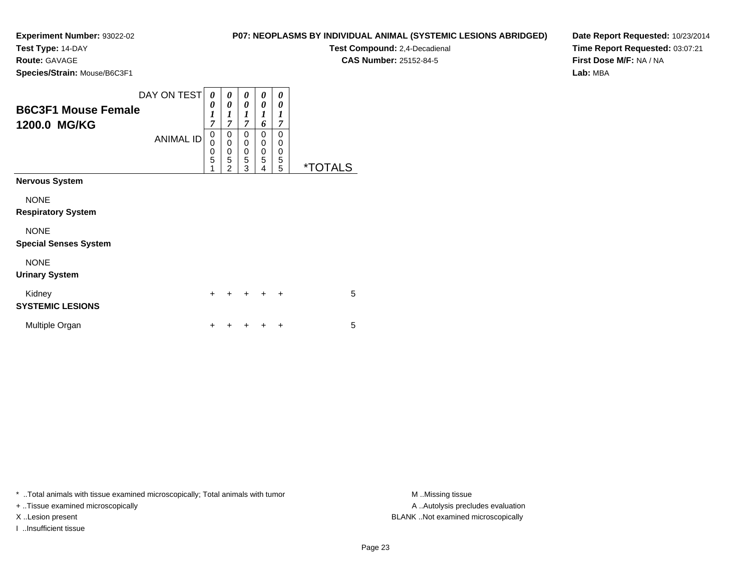**Experiment Number:** 93022-02
**Test Type:** 14-DAY
**Route:** GAVAGE
**Species/Strain:** Mouse/B6C3F1

**P07: NEOPLASMS BY INDIVIDUAL ANIMAL (SYSTEMIC LESIONS ABRIDGED)**
**Test Compound:** 2,4-Decadienal
**CAS Number:** 25152-84-5

**Date Report Requested:** 10/23/2014
**Time Report Requested:** 03:07:21
**First Dose M/F:** NA / NA
**Lab:** MBA

## B6C3F1 Mouse Female 1200.0 MG/KG

| DAY ON TEST | 0017 | 0017 | 0017 | 0016 | 0017 | |
|---|---|---|---|---|---|---|
| ANIMAL ID | 00051 | 00052 | 00053 | 00054 | 00055 | *TOTALS |
| **Nervous System** | | | | | | |
| NONE | | | | | | |
| **Respiratory System** | | | | | | |
| NONE | | | | | | |
| **Special Senses System** | | | | | | |
| NONE | | | | | | |
| **Urinary System** | | | | | | |
| Kidney | + | + | + | + | + | 5 |
| **SYSTEMIC LESIONS** | | | | | | |
| Multiple Organ | + | + | + | + | + | 5 |

* ..Total animals with tissue examined microscopically; Total animals with tumor
+ ..Tissue examined microscopically
X ..Lesion present
I ..Insufficient tissue

M ..Missing tissue
A ..Autolysis precludes evaluation
BLANK ..Not examined microscopically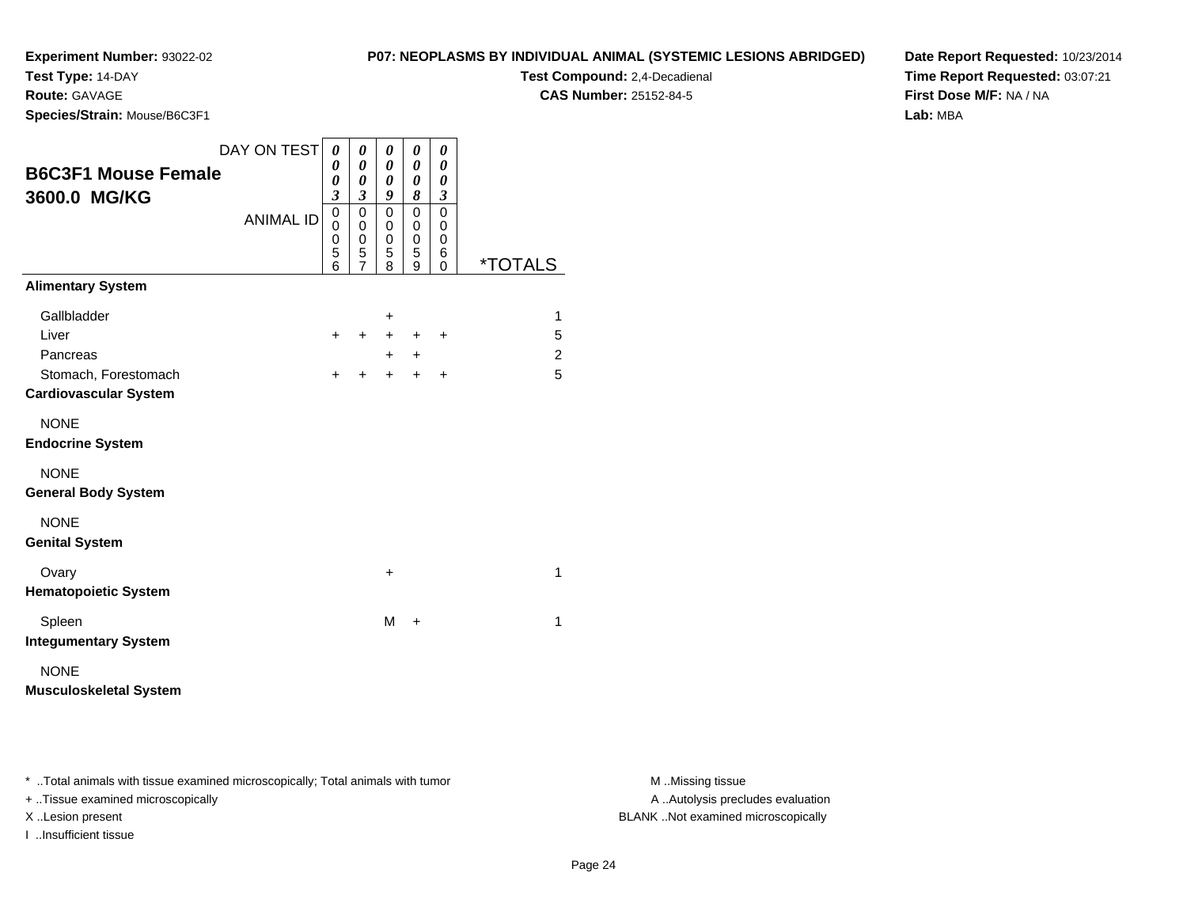**Experiment Number:** 93022-02
**Test Type:** 14-DAY
**Route:** GAVAGE
**Species/Strain:** Mouse/B6C3F1

**P07: NEOPLASMS BY INDIVIDUAL ANIMAL (SYSTEMIC LESIONS ABRIDGED)**
**Test Compound:** 2,4-Decadienal
**CAS Number:** 25152-84-5

**Date Report Requested:** 10/23/2014
**Time Report Requested:** 03:07:21
**First Dose M/F:** NA / NA
**Lab:** MBA

## B6C3F1 Mouse Female 3600.0 MG/KG

| DAY ON TEST | 0003 | 0003 | 0009 | 0008 | 0003 | |
|---|---|---|---|---|---|---|
| ANIMAL ID | 00056 | 00057 | 00058 | 00059 | 00060 | *TOTALS |
| **Alimentary System** | | | | | | |
| Gallbladder | | | + | | | 1 |
| Liver | + | + | + | + | + | 5 |
| Pancreas | | | + | + | | 2 |
| Stomach, Forestomach | + | + | + | + | + | 5 |
| **Cardiovascular System** | | | | | | |
| NONE | | | | | | |
| **Endocrine System** | | | | | | |
| NONE | | | | | | |
| **General Body System** | | | | | | |
| NONE | | | | | | |
| **Genital System** | | | | | | |
| Ovary | | | + | | | 1 |
| **Hematopoietic System** | | | | | | |
| Spleen | | | M | + | | 1 |
| **Integumentary System** | | | | | | |
| NONE | | | | | | |
| **Musculoskeletal System** | | | | | | |

\* ..Total animals with tissue examined microscopically; Total animals with tumor
+ ..Tissue examined microscopically
X ..Lesion present
I ..Insufficient tissue

M ..Missing tissue
A ..Autolysis precludes evaluation
BLANK ..Not examined microscopically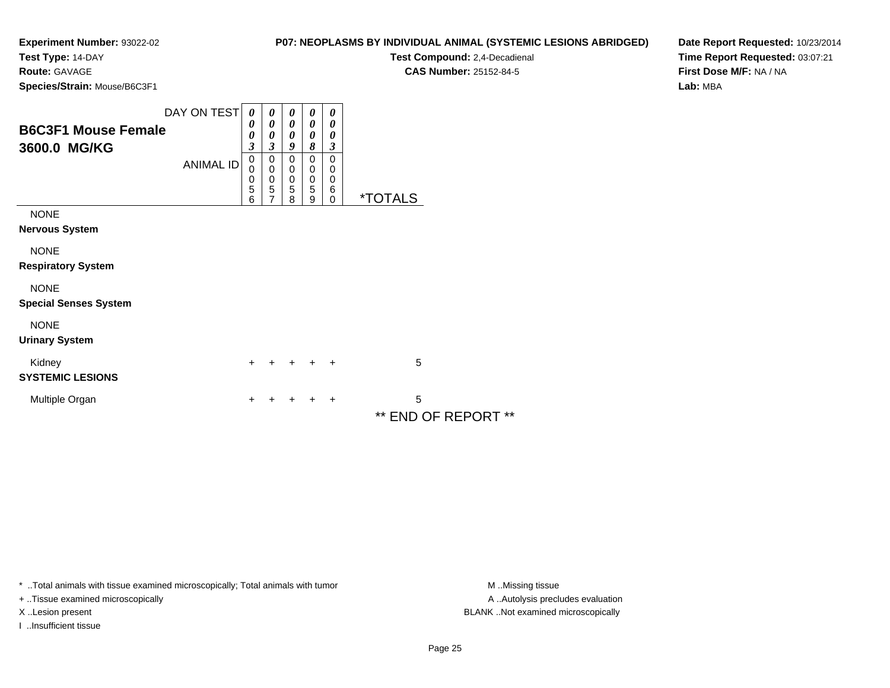**Experiment Number:** 93022-02
**Test Type:** 14-DAY
**Route:** GAVAGE
**Species/Strain:** Mouse/B6C3F1

**P07: NEOPLASMS BY INDIVIDUAL ANIMAL (SYSTEMIC LESIONS ABRIDGED)**
**Test Compound:** 2,4-Decadienal
**CAS Number:** 25152-84-5

**Date Report Requested:** 10/23/2014
**Time Report Requested:** 03:07:21
**First Dose M/F:** NA / NA
**Lab:** MBA

## B6C3F1 Mouse Female 3600.0 MG/KG

| DAY ON TEST | 0003 | 0003 | 0009 | 0008 | 0003 | |
|---|---|---|---|---|---|---|
| ANIMAL ID | 00056 | 00057 | 00058 | 00059 | 00060 | *TOTALS |
| NONE | | | | | | |
| **Nervous System** | | | | | | |
| NONE | | | | | | |
| **Respiratory System** | | | | | | |
| NONE | | | | | | |
| **Special Senses System** | | | | | | |
| NONE | | | | | | |
| **Urinary System** | | | | | | |
| Kidney | + | + | + | + | + | 5 |
| **SYSTEMIC LESIONS** | | | | | | |
| Multiple Organ | + | + | + | + | + | 5 |

** END OF REPORT **

* ..Total animals with tissue examined microscopically; Total animals with tumor
+ ..Tissue examined microscopically
X ..Lesion present
I ..Insufficient tissue

M ..Missing tissue
A ..Autolysis precludes evaluation
BLANK ..Not examined microscopically